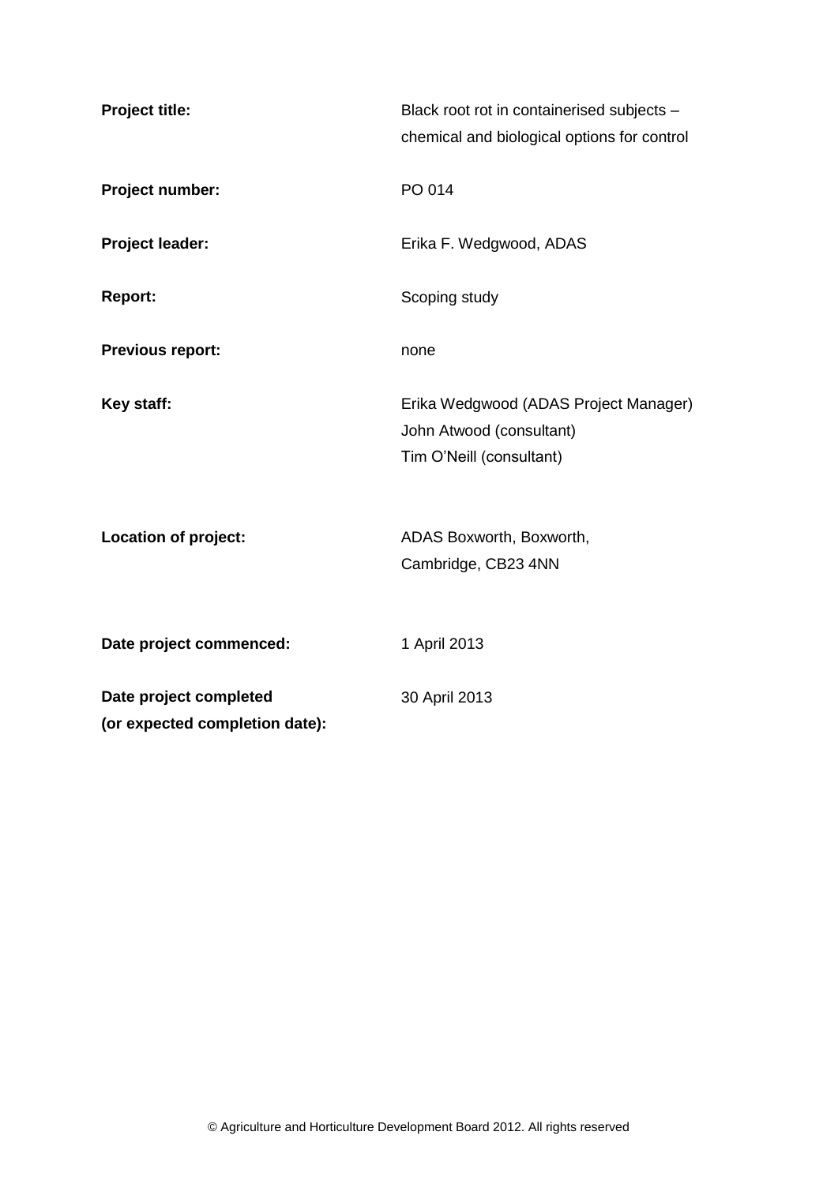| | |
|---|---|
| **Project title:** | Black root rot in containerised subjects – chemical and biological options for control |
| **Project number:** | PO 014 |
| **Project leader:** | Erika F. Wedgwood, ADAS |
| **Report:** | Scoping study |
| **Previous report:** | none |
| **Key staff:** | Erika Wedgwood (ADAS Project Manager)<br>John Atwood (consultant)<br>Tim O'Neill (consultant) |
| **Location of project:** | ADAS Boxworth, Boxworth, Cambridge, CB23 4NN |
| **Date project commenced:** | 1 April 2013 |
| **Date project completed (or expected completion date):** | 30 April 2013 |

© Agriculture and Horticulture Development Board 2012. All rights reserved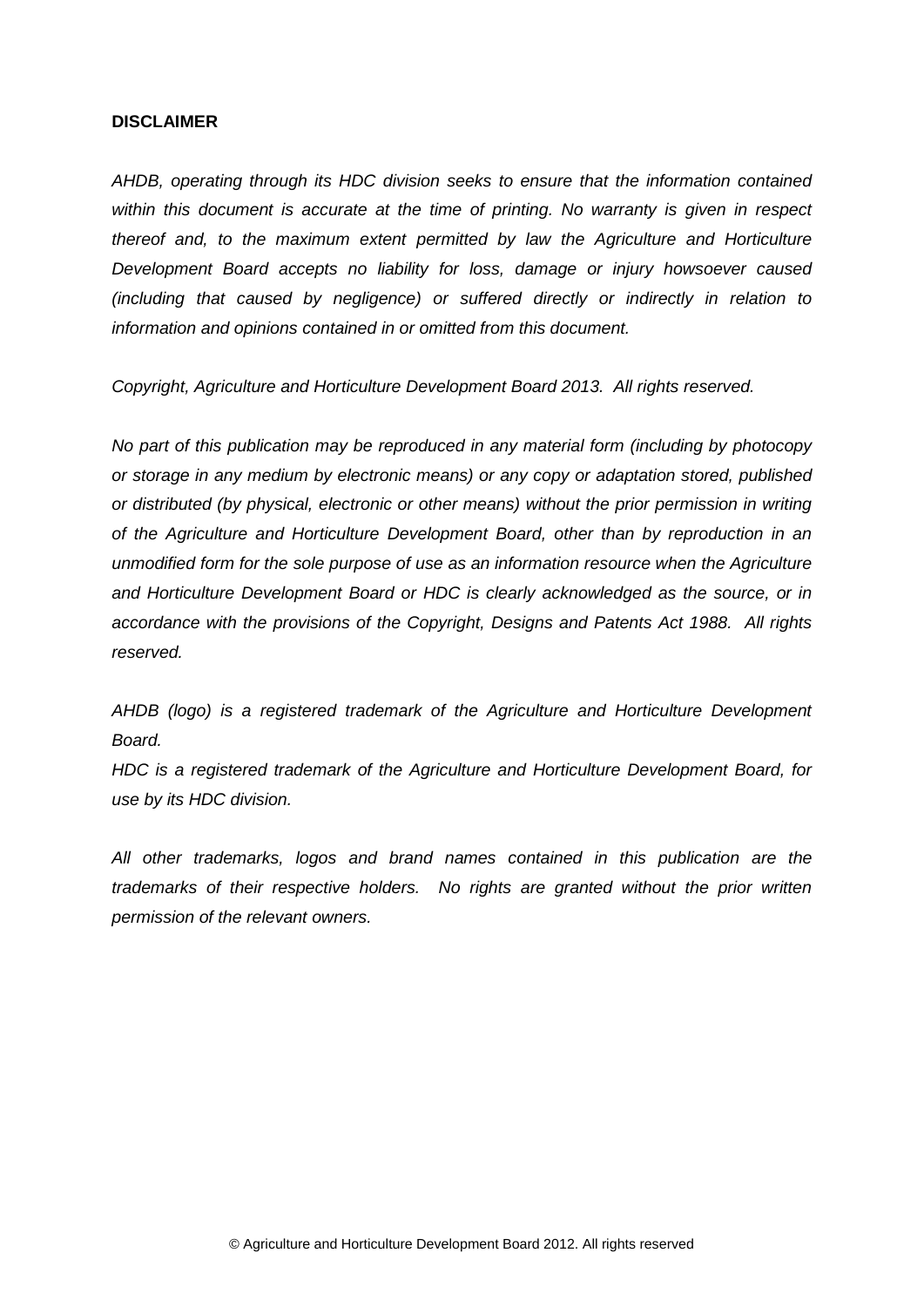**DISCLAIMER**

*AHDB, operating through its HDC division seeks to ensure that the information contained within this document is accurate at the time of printing. No warranty is given in respect thereof and, to the maximum extent permitted by law the Agriculture and Horticulture Development Board accepts no liability for loss, damage or injury howsoever caused (including that caused by negligence) or suffered directly or indirectly in relation to information and opinions contained in or omitted from this document.*

*Copyright, Agriculture and Horticulture Development Board 2013. All rights reserved.*

*No part of this publication may be reproduced in any material form (including by photocopy or storage in any medium by electronic means) or any copy or adaptation stored, published or distributed (by physical, electronic or other means) without the prior permission in writing of the Agriculture and Horticulture Development Board, other than by reproduction in an unmodified form for the sole purpose of use as an information resource when the Agriculture and Horticulture Development Board or HDC is clearly acknowledged as the source, or in accordance with the provisions of the Copyright, Designs and Patents Act 1988. All rights reserved.*

*AHDB (logo) is a registered trademark of the Agriculture and Horticulture Development Board.*
*HDC is a registered trademark of the Agriculture and Horticulture Development Board, for use by its HDC division.*

*All other trademarks, logos and brand names contained in this publication are the trademarks of their respective holders. No rights are granted without the prior written permission of the relevant owners.*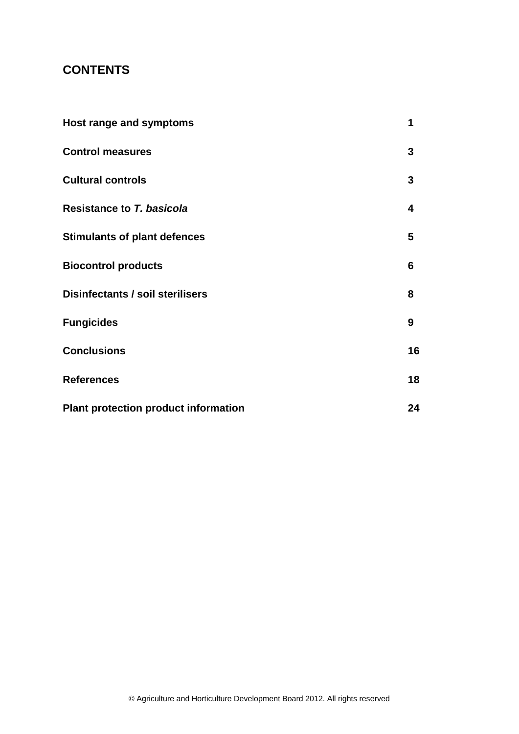## CONTENTS

| | |
|---|---|
| **Host range and symptoms** | **1** |
| **Control measures** | **3** |
| **Cultural controls** | **3** |
| **Resistance to *T. basicola*** | **4** |
| **Stimulants of plant defences** | **5** |
| **Biocontrol products** | **6** |
| **Disinfectants / soil sterilisers** | **8** |
| **Fungicides** | **9** |
| **Conclusions** | **16** |
| **References** | **18** |
| **Plant protection product information** | **24** |

© Agriculture and Horticulture Development Board 2012. All rights reserved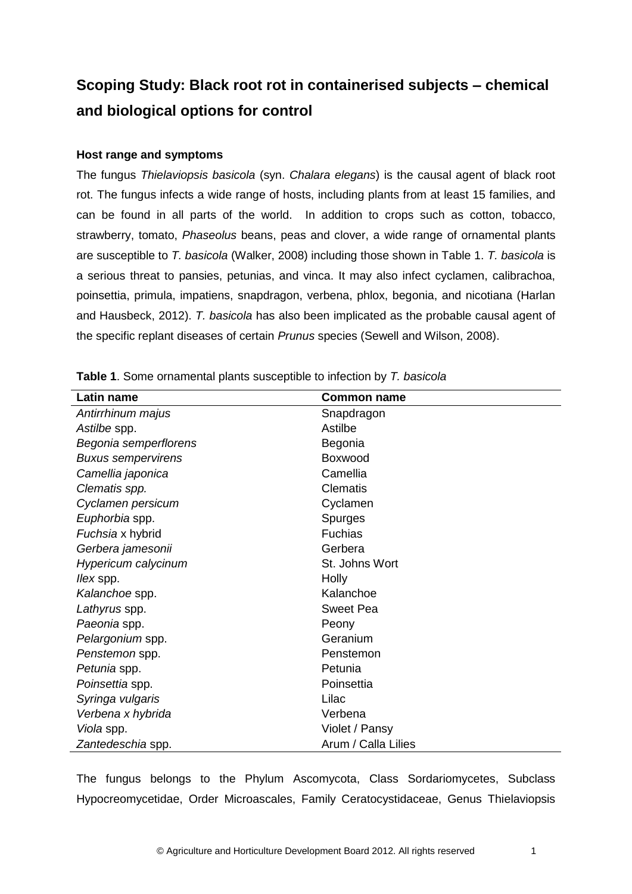# Scoping Study: Black root rot in containerised subjects – chemical and biological options for control

### Host range and symptoms

The fungus *Thielaviopsis basicola* (syn. *Chalara elegans*) is the causal agent of black root rot. The fungus infects a wide range of hosts, including plants from at least 15 families, and can be found in all parts of the world. In addition to crops such as cotton, tobacco, strawberry, tomato, *Phaseolus* beans, peas and clover, a wide range of ornamental plants are susceptible to *T. basicola* (Walker, 2008) including those shown in Table 1. *T. basicola* is a serious threat to pansies, petunias, and vinca. It may also infect cyclamen, calibrachoa, poinsettia, primula, impatiens, snapdragon, verbena, phlox, begonia, and nicotiana (Harlan and Hausbeck, 2012). *T. basicola* has also been implicated as the probable causal agent of the specific replant diseases of certain *Prunus* species (Sewell and Wilson, 2008).

**Table 1**. Some ornamental plants susceptible to infection by *T. basicola*

| Latin name | Common name |
|---|---|
| *Antirrhinum majus* | Snapdragon |
| *Astilbe* spp. | Astilbe |
| *Begonia semperflorens* | Begonia |
| *Buxus sempervirens* | Boxwood |
| *Camellia japonica* | Camellia |
| *Clematis spp.* | Clematis |
| *Cyclamen persicum* | Cyclamen |
| *Euphorbia* spp. | Spurges |
| *Fuchsia* x hybrid | Fuchias |
| *Gerbera jamesonii* | Gerbera |
| *Hypericum calycinum* | St. Johns Wort |
| *Ilex* spp. | Holly |
| *Kalanchoe* spp. | Kalanchoe |
| *Lathyrus* spp. | Sweet Pea |
| *Paeonia* spp. | Peony |
| *Pelargonium* spp. | Geranium |
| *Penstemon* spp. | Penstemon |
| *Petunia* spp. | Petunia |
| *Poinsettia* spp. | Poinsettia |
| *Syringa vulgaris* | Lilac |
| *Verbena x hybrida* | Verbena |
| *Viola* spp. | Violet / Pansy |
| *Zantedeschia* spp. | Arum / Calla Lilies |

The fungus belongs to the Phylum Ascomycota, Class Sordariomycetes, Subclass Hypocreomycetidae, Order Microascales, Family Ceratocystidaceae, Genus Thielaviopsis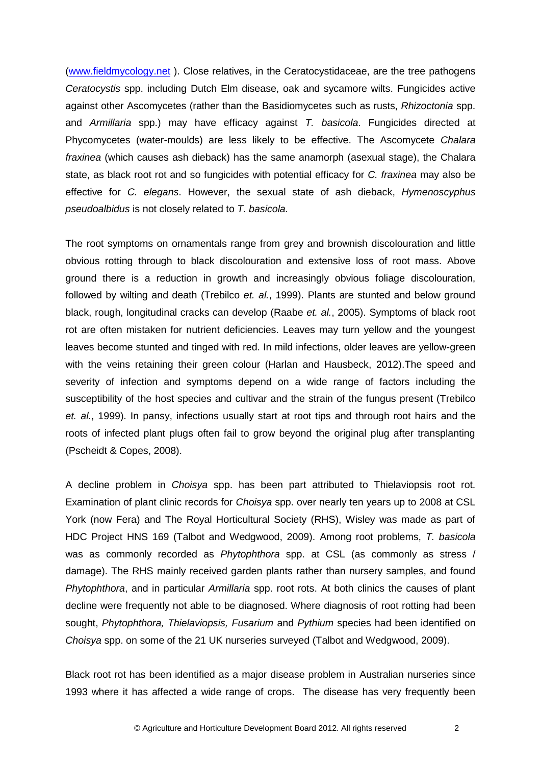(www.fieldmycology.net ). Close relatives, in the Ceratocystidaceae, are the tree pathogens *Ceratocystis* spp. including Dutch Elm disease, oak and sycamore wilts. Fungicides active against other Ascomycetes (rather than the Basidiomycetes such as rusts, *Rhizoctonia* spp. and *Armillaria* spp.) may have efficacy against *T. basicola*. Fungicides directed at Phycomycetes (water-moulds) are less likely to be effective. The Ascomycete *Chalara fraxinea* (which causes ash dieback) has the same anamorph (asexual stage), the Chalara state, as black root rot and so fungicides with potential efficacy for *C. fraxinea* may also be effective for *C. elegans*. However, the sexual state of ash dieback, *Hymenoscyphus pseudoalbidus* is not closely related to *T. basicola.*

The root symptoms on ornamentals range from grey and brownish discolouration and little obvious rotting through to black discolouration and extensive loss of root mass. Above ground there is a reduction in growth and increasingly obvious foliage discolouration, followed by wilting and death (Trebilco *et. al.*, 1999). Plants are stunted and below ground black, rough, longitudinal cracks can develop (Raabe *et. al.*, 2005). Symptoms of black root rot are often mistaken for nutrient deficiencies. Leaves may turn yellow and the youngest leaves become stunted and tinged with red. In mild infections, older leaves are yellow-green with the veins retaining their green colour (Harlan and Hausbeck, 2012).The speed and severity of infection and symptoms depend on a wide range of factors including the susceptibility of the host species and cultivar and the strain of the fungus present (Trebilco *et. al.*, 1999). In pansy, infections usually start at root tips and through root hairs and the roots of infected plant plugs often fail to grow beyond the original plug after transplanting (Pscheidt & Copes, 2008).

A decline problem in *Choisya* spp. has been part attributed to Thielaviopsis root rot. Examination of plant clinic records for *Choisya* spp. over nearly ten years up to 2008 at CSL York (now Fera) and The Royal Horticultural Society (RHS), Wisley was made as part of HDC Project HNS 169 (Talbot and Wedgwood, 2009). Among root problems, *T. basicola* was as commonly recorded as *Phytophthora* spp. at CSL (as commonly as stress / damage). The RHS mainly received garden plants rather than nursery samples, and found *Phytophthora*, and in particular *Armillaria* spp. root rots. At both clinics the causes of plant decline were frequently not able to be diagnosed. Where diagnosis of root rotting had been sought, *Phytophthora, Thielaviopsis, Fusarium* and *Pythium* species had been identified on *Choisya* spp. on some of the 21 UK nurseries surveyed (Talbot and Wedgwood, 2009).

Black root rot has been identified as a major disease problem in Australian nurseries since 1993 where it has affected a wide range of crops. The disease has very frequently been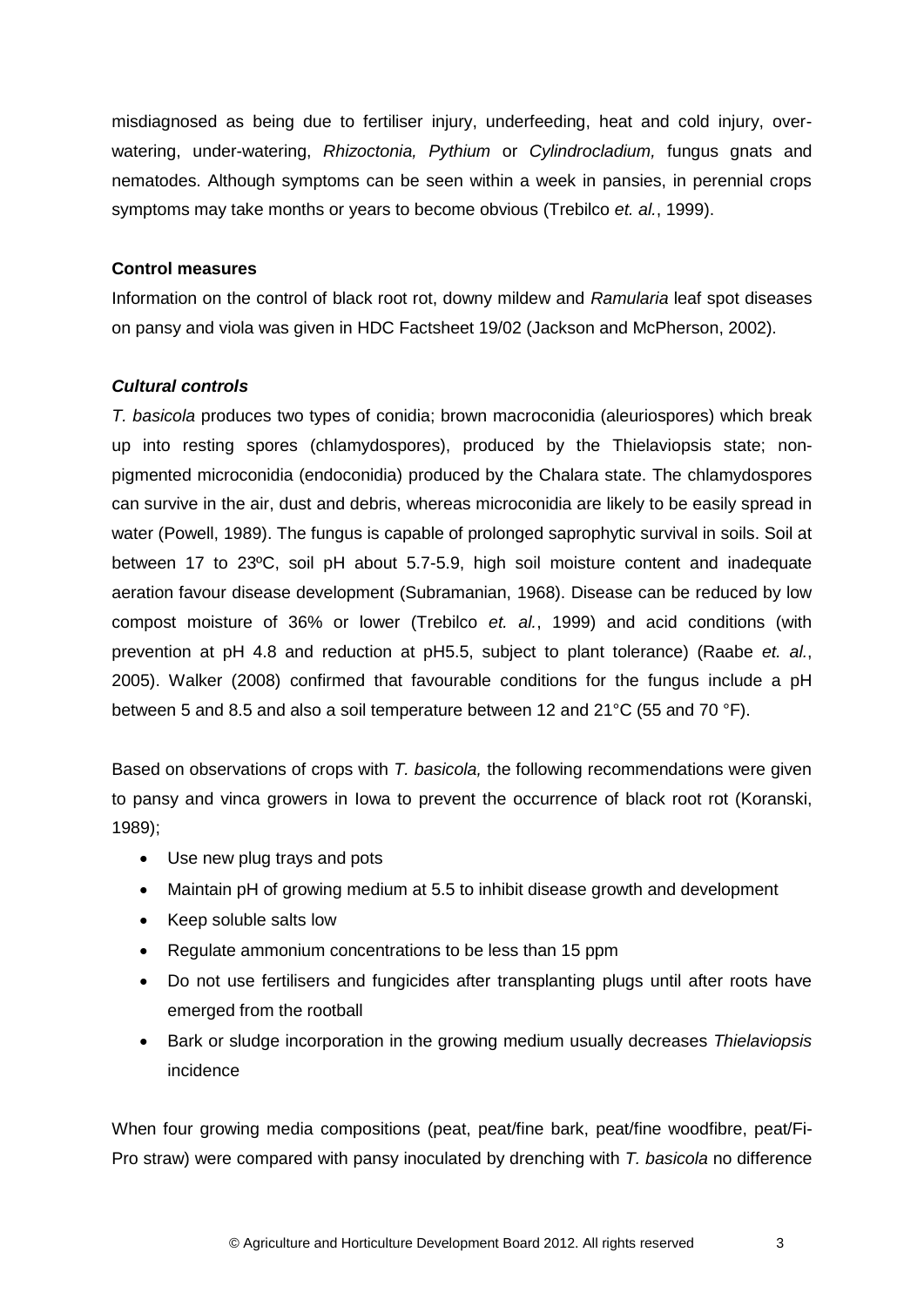misdiagnosed as being due to fertiliser injury, underfeeding, heat and cold injury, over-watering, under-watering, *Rhizoctonia, Pythium* or *Cylindrocladium,* fungus gnats and nematodes. Although symptoms can be seen within a week in pansies, in perennial crops symptoms may take months or years to become obvious (Trebilco *et. al.*, 1999).

**Control measures**

Information on the control of black root rot, downy mildew and *Ramularia* leaf spot diseases on pansy and viola was given in HDC Factsheet 19/02 (Jackson and McPherson, 2002).

***Cultural controls***

*T. basicola* produces two types of conidia; brown macroconidia (aleuriospores) which break up into resting spores (chlamydospores), produced by the Thielaviopsis state; non-pigmented microconidia (endoconidia) produced by the Chalara state. The chlamydospores can survive in the air, dust and debris, whereas microconidia are likely to be easily spread in water (Powell, 1989). The fungus is capable of prolonged saprophytic survival in soils. Soil at between 17 to 23ºC, soil pH about 5.7-5.9, high soil moisture content and inadequate aeration favour disease development (Subramanian, 1968). Disease can be reduced by low compost moisture of 36% or lower (Trebilco *et. al.*, 1999) and acid conditions (with prevention at pH 4.8 and reduction at pH5.5, subject to plant tolerance) (Raabe *et. al.*, 2005). Walker (2008) confirmed that favourable conditions for the fungus include a pH between 5 and 8.5 and also a soil temperature between 12 and 21°C (55 and 70 °F).

Based on observations of crops with *T. basicola,* the following recommendations were given to pansy and vinca growers in Iowa to prevent the occurrence of black root rot (Koranski, 1989);

- Use new plug trays and pots
- Maintain pH of growing medium at 5.5 to inhibit disease growth and development
- Keep soluble salts low
- Regulate ammonium concentrations to be less than 15 ppm
- Do not use fertilisers and fungicides after transplanting plugs until after roots have emerged from the rootball
- Bark or sludge incorporation in the growing medium usually decreases *Thielaviopsis* incidence

When four growing media compositions (peat, peat/fine bark, peat/fine woodfibre, peat/Fi-Pro straw) were compared with pansy inoculated by drenching with *T. basicola* no difference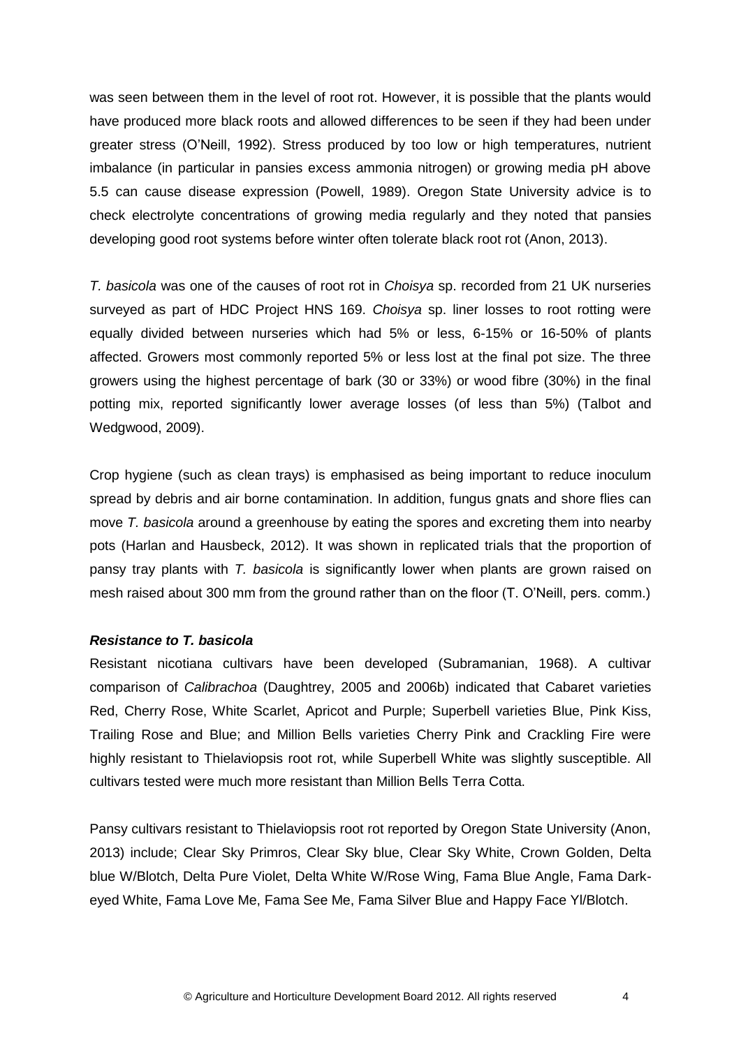was seen between them in the level of root rot. However, it is possible that the plants would have produced more black roots and allowed differences to be seen if they had been under greater stress (O'Neill, 1992). Stress produced by too low or high temperatures, nutrient imbalance (in particular in pansies excess ammonia nitrogen) or growing media pH above 5.5 can cause disease expression (Powell, 1989). Oregon State University advice is to check electrolyte concentrations of growing media regularly and they noted that pansies developing good root systems before winter often tolerate black root rot (Anon, 2013).

*T. basicola* was one of the causes of root rot in *Choisya* sp. recorded from 21 UK nurseries surveyed as part of HDC Project HNS 169. *Choisya* sp. liner losses to root rotting were equally divided between nurseries which had 5% or less, 6-15% or 16-50% of plants affected. Growers most commonly reported 5% or less lost at the final pot size. The three growers using the highest percentage of bark (30 or 33%) or wood fibre (30%) in the final potting mix, reported significantly lower average losses (of less than 5%) (Talbot and Wedgwood, 2009).

Crop hygiene (such as clean trays) is emphasised as being important to reduce inoculum spread by debris and air borne contamination. In addition, fungus gnats and shore flies can move *T. basicola* around a greenhouse by eating the spores and excreting them into nearby pots (Harlan and Hausbeck, 2012). It was shown in replicated trials that the proportion of pansy tray plants with *T. basicola* is significantly lower when plants are grown raised on mesh raised about 300 mm from the ground rather than on the floor (T. O'Neill, pers. comm.)

***Resistance to T. basicola***

Resistant nicotiana cultivars have been developed (Subramanian, 1968). A cultivar comparison of *Calibrachoa* (Daughtrey, 2005 and 2006b) indicated that Cabaret varieties Red, Cherry Rose, White Scarlet, Apricot and Purple; Superbell varieties Blue, Pink Kiss, Trailing Rose and Blue; and Million Bells varieties Cherry Pink and Crackling Fire were highly resistant to Thielaviopsis root rot, while Superbell White was slightly susceptible. All cultivars tested were much more resistant than Million Bells Terra Cotta.

Pansy cultivars resistant to Thielaviopsis root rot reported by Oregon State University (Anon, 2013) include; Clear Sky Primros, Clear Sky blue, Clear Sky White, Crown Golden, Delta blue W/Blotch, Delta Pure Violet, Delta White W/Rose Wing, Fama Blue Angle, Fama Dark-eyed White, Fama Love Me, Fama See Me, Fama Silver Blue and Happy Face Yl/Blotch.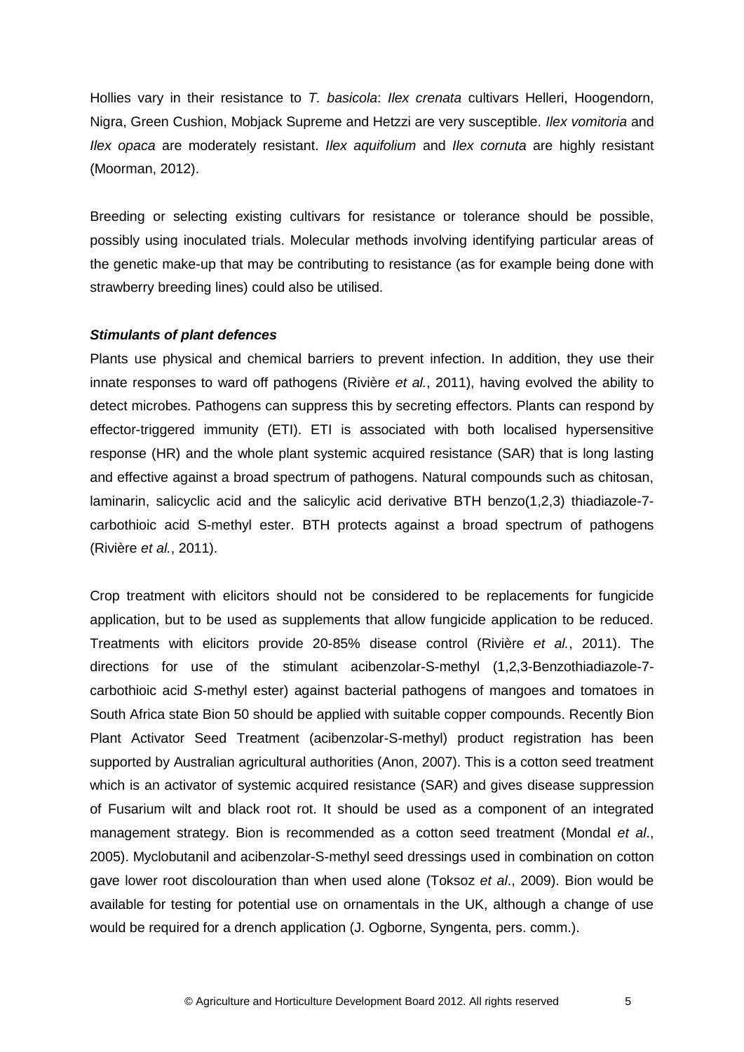Hollies vary in their resistance to *T. basicola*: *Ilex crenata* cultivars Helleri, Hoogendorn, Nigra, Green Cushion, Mobjack Supreme and Hetzzi are very susceptible. *Ilex vomitoria* and *Ilex opaca* are moderately resistant. *Ilex aquifolium* and *Ilex cornuta* are highly resistant (Moorman, 2012).

Breeding or selecting existing cultivars for resistance or tolerance should be possible, possibly using inoculated trials. Molecular methods involving identifying particular areas of the genetic make-up that may be contributing to resistance (as for example being done with strawberry breeding lines) could also be utilised.

***Stimulants of plant defences***

Plants use physical and chemical barriers to prevent infection. In addition, they use their innate responses to ward off pathogens (Rivière *et al.*, 2011), having evolved the ability to detect microbes. Pathogens can suppress this by secreting effectors. Plants can respond by effector-triggered immunity (ETI). ETI is associated with both localised hypersensitive response (HR) and the whole plant systemic acquired resistance (SAR) that is long lasting and effective against a broad spectrum of pathogens. Natural compounds such as chitosan, laminarin, salicyclic acid and the salicylic acid derivative BTH benzo(1,2,3) thiadiazole-7-carbothioic acid S-methyl ester. BTH protects against a broad spectrum of pathogens (Rivière *et al.*, 2011).

Crop treatment with elicitors should not be considered to be replacements for fungicide application, but to be used as supplements that allow fungicide application to be reduced. Treatments with elicitors provide 20-85% disease control (Rivière *et al.*, 2011). The directions for use of the stimulant acibenzolar-S-methyl (1,2,3-Benzothiadiazole-7-carbothioic acid *S*-methyl ester) against bacterial pathogens of mangoes and tomatoes in South Africa state Bion 50 should be applied with suitable copper compounds. Recently Bion Plant Activator Seed Treatment (acibenzolar-S-methyl) product registration has been supported by Australian agricultural authorities (Anon, 2007). This is a cotton seed treatment which is an activator of systemic acquired resistance (SAR) and gives disease suppression of Fusarium wilt and black root rot. It should be used as a component of an integrated management strategy. Bion is recommended as a cotton seed treatment (Mondal *et al*., 2005). Myclobutanil and acibenzolar-S-methyl seed dressings used in combination on cotton gave lower root discolouration than when used alone (Toksoz *et al*., 2009). Bion would be available for testing for potential use on ornamentals in the UK, although a change of use would be required for a drench application (J. Ogborne, Syngenta, pers. comm.).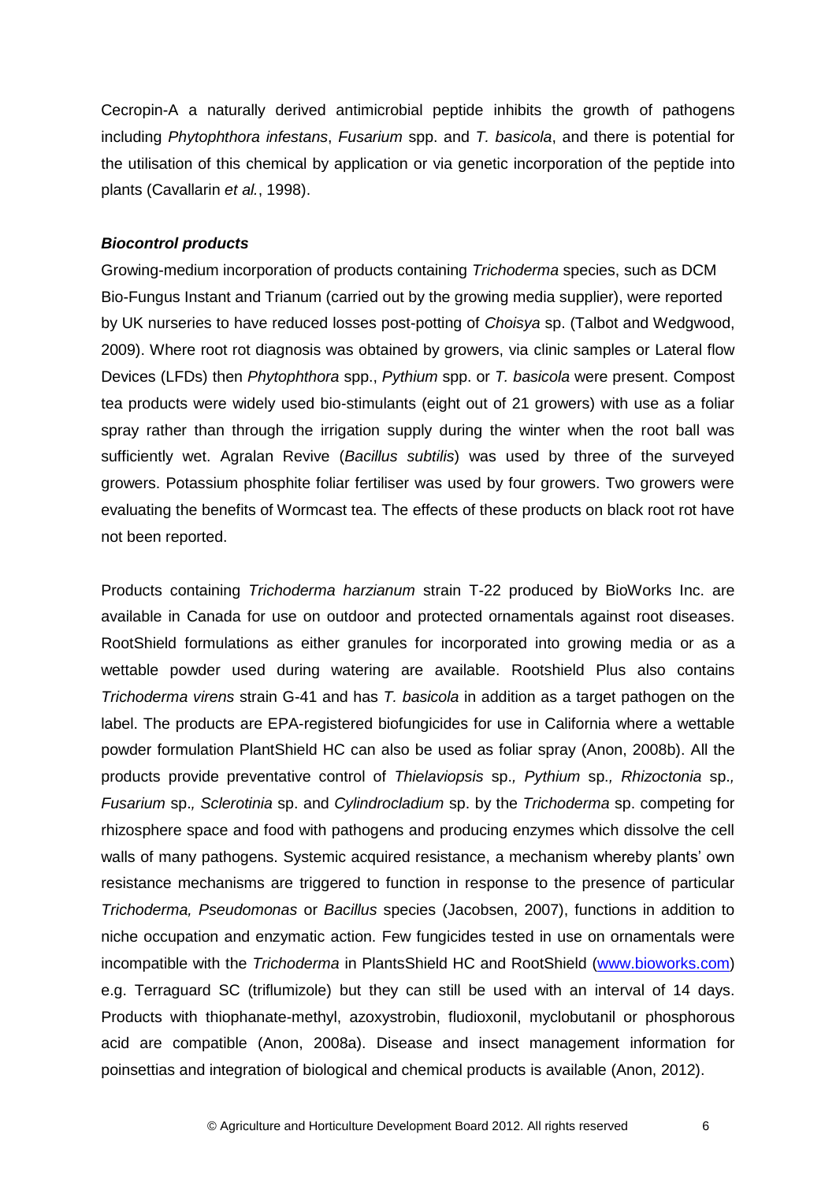Cecropin-A a naturally derived antimicrobial peptide inhibits the growth of pathogens including *Phytophthora infestans*, *Fusarium* spp. and *T. basicola*, and there is potential for the utilisation of this chemical by application or via genetic incorporation of the peptide into plants (Cavallarin *et al.*, 1998).

### *Biocontrol products*

Growing-medium incorporation of products containing *Trichoderma* species, such as DCM Bio-Fungus Instant and Trianum (carried out by the growing media supplier), were reported by UK nurseries to have reduced losses post-potting of *Choisya* sp. (Talbot and Wedgwood, 2009). Where root rot diagnosis was obtained by growers, via clinic samples or Lateral flow Devices (LFDs) then *Phytophthora* spp., *Pythium* spp. or *T. basicola* were present. Compost tea products were widely used bio-stimulants (eight out of 21 growers) with use as a foliar spray rather than through the irrigation supply during the winter when the root ball was sufficiently wet. Agralan Revive (*Bacillus subtilis*) was used by three of the surveyed growers. Potassium phosphite foliar fertiliser was used by four growers. Two growers were evaluating the benefits of Wormcast tea. The effects of these products on black root rot have not been reported.

Products containing *Trichoderma harzianum* strain T-22 produced by BioWorks Inc. are available in Canada for use on outdoor and protected ornamentals against root diseases. RootShield formulations as either granules for incorporated into growing media or as a wettable powder used during watering are available. Rootshield Plus also contains *Trichoderma virens* strain G-41 and has *T. basicola* in addition as a target pathogen on the label. The products are EPA-registered biofungicides for use in California where a wettable powder formulation PlantShield HC can also be used as foliar spray (Anon, 2008b). All the products provide preventative control of *Thielaviopsis* sp*., Pythium* sp*., Rhizoctonia* sp*., Fusarium* sp*., Sclerotinia* sp. and *Cylindrocladium* sp. by the *Trichoderma* sp. competing for rhizosphere space and food with pathogens and producing enzymes which dissolve the cell walls of many pathogens. Systemic acquired resistance, a mechanism whereby plants' own resistance mechanisms are triggered to function in response to the presence of particular *Trichoderma, Pseudomonas* or *Bacillus* species (Jacobsen, 2007), functions in addition to niche occupation and enzymatic action. Few fungicides tested in use on ornamentals were incompatible with the *Trichoderma* in PlantsShield HC and RootShield (www.bioworks.com) e.g. Terraguard SC (triflumizole) but they can still be used with an interval of 14 days. Products with thiophanate-methyl, azoxystrobin, fludioxonil, myclobutanil or phosphorous acid are compatible (Anon, 2008a). Disease and insect management information for poinsettias and integration of biological and chemical products is available (Anon, 2012).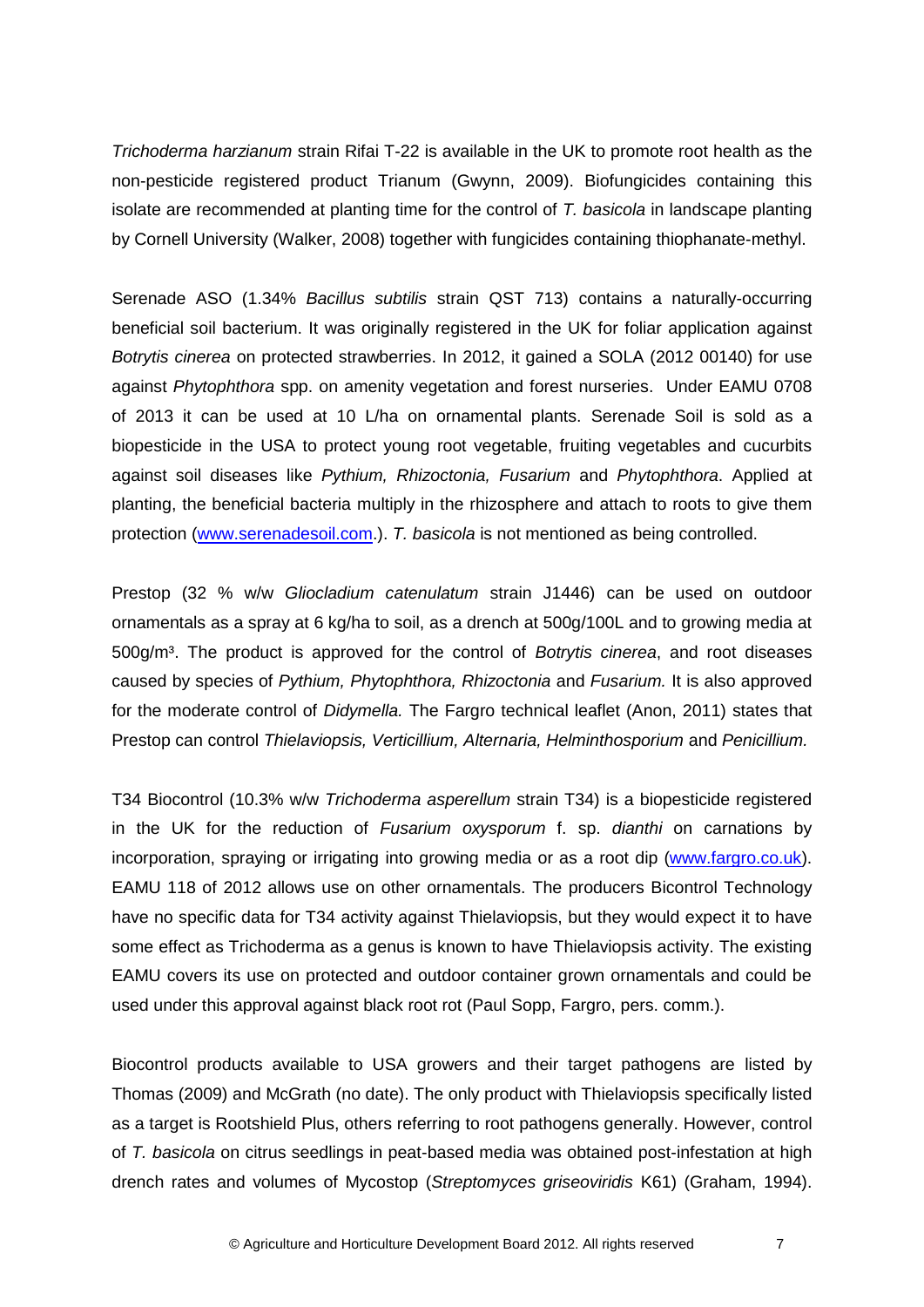*Trichoderma harzianum* strain Rifai T-22 is available in the UK to promote root health as the non-pesticide registered product Trianum (Gwynn, 2009). Biofungicides containing this isolate are recommended at planting time for the control of *T. basicola* in landscape planting by Cornell University (Walker, 2008) together with fungicides containing thiophanate-methyl.

Serenade ASO (1.34% *Bacillus subtilis* strain QST 713) contains a naturally-occurring beneficial soil bacterium. It was originally registered in the UK for foliar application against *Botrytis cinerea* on protected strawberries. In 2012, it gained a SOLA (2012 00140) for use against *Phytophthora* spp. on amenity vegetation and forest nurseries. Under EAMU 0708 of 2013 it can be used at 10 L/ha on ornamental plants. Serenade Soil is sold as a biopesticide in the USA to protect young root vegetable, fruiting vegetables and cucurbits against soil diseases like *Pythium, Rhizoctonia, Fusarium* and *Phytophthora*. Applied at planting, the beneficial bacteria multiply in the rhizosphere and attach to roots to give them protection (www.serenadesoil.com.). *T. basicola* is not mentioned as being controlled.

Prestop (32 % w/w *Gliocladium catenulatum* strain J1446) can be used on outdoor ornamentals as a spray at 6 kg/ha to soil, as a drench at 500g/100L and to growing media at 500g/m³. The product is approved for the control of *Botrytis cinerea*, and root diseases caused by species of *Pythium, Phytophthora, Rhizoctonia* and *Fusarium.* It is also approved for the moderate control of *Didymella.* The Fargro technical leaflet (Anon, 2011) states that Prestop can control *Thielaviopsis, Verticillium, Alternaria, Helminthosporium* and *Penicillium.*

T34 Biocontrol (10.3% w/w *Trichoderma asperellum* strain T34) is a biopesticide registered in the UK for the reduction of *Fusarium oxysporum* f. sp. *dianthi* on carnations by incorporation, spraying or irrigating into growing media or as a root dip (www.fargro.co.uk). EAMU 118 of 2012 allows use on other ornamentals. The producers Bicontrol Technology have no specific data for T34 activity against Thielaviopsis, but they would expect it to have some effect as Trichoderma as a genus is known to have Thielaviopsis activity. The existing EAMU covers its use on protected and outdoor container grown ornamentals and could be used under this approval against black root rot (Paul Sopp, Fargro, pers. comm.).

Biocontrol products available to USA growers and their target pathogens are listed by Thomas (2009) and McGrath (no date). The only product with Thielaviopsis specifically listed as a target is Rootshield Plus, others referring to root pathogens generally. However, control of *T. basicola* on citrus seedlings in peat-based media was obtained post-infestation at high drench rates and volumes of Mycostop (*Streptomyces griseoviridis* K61) (Graham, 1994).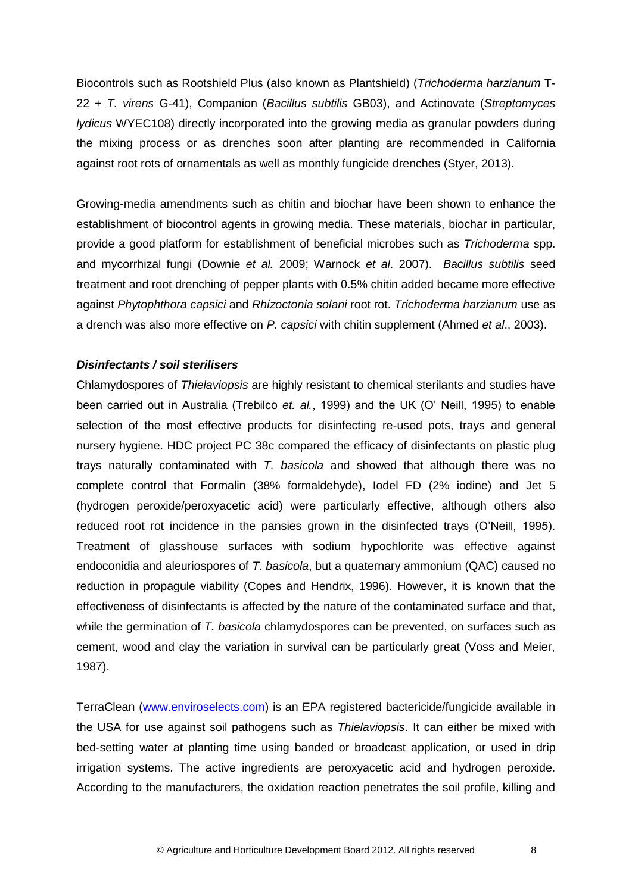Biocontrols such as Rootshield Plus (also known as Plantshield) (*Trichoderma harzianum* T-22 + *T. virens* G-41), Companion (*Bacillus subtilis* GB03), and Actinovate (*Streptomyces lydicus* WYEC108) directly incorporated into the growing media as granular powders during the mixing process or as drenches soon after planting are recommended in California against root rots of ornamentals as well as monthly fungicide drenches (Styer, 2013).

Growing-media amendments such as chitin and biochar have been shown to enhance the establishment of biocontrol agents in growing media. These materials, biochar in particular, provide a good platform for establishment of beneficial microbes such as *Trichoderma* spp. and mycorrhizal fungi (Downie *et al.* 2009; Warnock *et al*. 2007). *Bacillus subtilis* seed treatment and root drenching of pepper plants with 0.5% chitin added became more effective against *Phytophthora capsici* and *Rhizoctonia solani* root rot. *Trichoderma harzianum* use as a drench was also more effective on *P. capsici* with chitin supplement (Ahmed *et al*., 2003).

***Disinfectants / soil sterilisers***

Chlamydospores of *Thielaviopsis* are highly resistant to chemical sterilants and studies have been carried out in Australia (Trebilco *et. al.*, 1999) and the UK (O' Neill, 1995) to enable selection of the most effective products for disinfecting re-used pots, trays and general nursery hygiene. HDC project PC 38c compared the efficacy of disinfectants on plastic plug trays naturally contaminated with *T. basicola* and showed that although there was no complete control that Formalin (38% formaldehyde), Iodel FD (2% iodine) and Jet 5 (hydrogen peroxide/peroxyacetic acid) were particularly effective, although others also reduced root rot incidence in the pansies grown in the disinfected trays (O'Neill, 1995). Treatment of glasshouse surfaces with sodium hypochlorite was effective against endoconidia and aleuriospores of *T. basicola*, but a quaternary ammonium (QAC) caused no reduction in propagule viability (Copes and Hendrix, 1996). However, it is known that the effectiveness of disinfectants is affected by the nature of the contaminated surface and that, while the germination of *T. basicola* chlamydospores can be prevented, on surfaces such as cement, wood and clay the variation in survival can be particularly great (Voss and Meier, 1987).

TerraClean (www.enviroselects.com) is an EPA registered bactericide/fungicide available in the USA for use against soil pathogens such as *Thielaviopsis*. It can either be mixed with bed-setting water at planting time using banded or broadcast application, or used in drip irrigation systems. The active ingredients are peroxyacetic acid and hydrogen peroxide. According to the manufacturers, the oxidation reaction penetrates the soil profile, killing and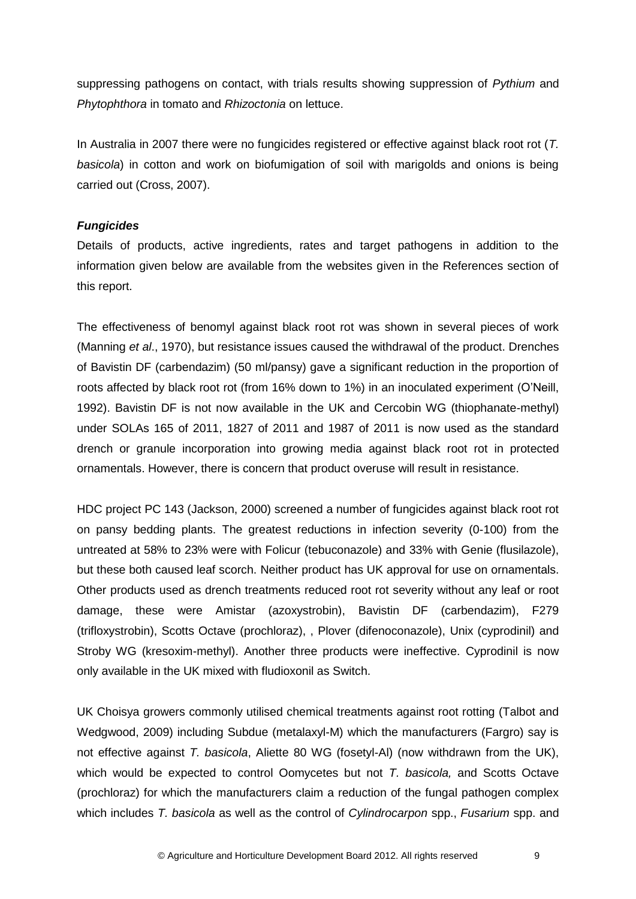suppressing pathogens on contact, with trials results showing suppression of *Pythium* and *Phytophthora* in tomato and *Rhizoctonia* on lettuce.

In Australia in 2007 there were no fungicides registered or effective against black root rot (*T. basicola*) in cotton and work on biofumigation of soil with marigolds and onions is being carried out (Cross, 2007).

### *Fungicides*

Details of products, active ingredients, rates and target pathogens in addition to the information given below are available from the websites given in the References section of this report.

The effectiveness of benomyl against black root rot was shown in several pieces of work (Manning *et al*., 1970), but resistance issues caused the withdrawal of the product. Drenches of Bavistin DF (carbendazim) (50 ml/pansy) gave a significant reduction in the proportion of roots affected by black root rot (from 16% down to 1%) in an inoculated experiment (O'Neill, 1992). Bavistin DF is not now available in the UK and Cercobin WG (thiophanate-methyl) under SOLAs 165 of 2011, 1827 of 2011 and 1987 of 2011 is now used as the standard drench or granule incorporation into growing media against black root rot in protected ornamentals. However, there is concern that product overuse will result in resistance.

HDC project PC 143 (Jackson, 2000) screened a number of fungicides against black root rot on pansy bedding plants. The greatest reductions in infection severity (0-100) from the untreated at 58% to 23% were with Folicur (tebuconazole) and 33% with Genie (flusilazole), but these both caused leaf scorch. Neither product has UK approval for use on ornamentals. Other products used as drench treatments reduced root rot severity without any leaf or root damage, these were Amistar (azoxystrobin), Bavistin DF (carbendazim), F279 (trifloxystrobin), Scotts Octave (prochloraz), , Plover (difenoconazole), Unix (cyprodinil) and Stroby WG (kresoxim-methyl). Another three products were ineffective. Cyprodinil is now only available in the UK mixed with fludioxonil as Switch.

UK Choisya growers commonly utilised chemical treatments against root rotting (Talbot and Wedgwood, 2009) including Subdue (metalaxyl-M) which the manufacturers (Fargro) say is not effective against *T. basicola*, Aliette 80 WG (fosetyl-Al) (now withdrawn from the UK), which would be expected to control Oomycetes but not *T. basicola,* and Scotts Octave (prochloraz) for which the manufacturers claim a reduction of the fungal pathogen complex which includes *T. basicola* as well as the control of *Cylindrocarpon* spp., *Fusarium* spp. and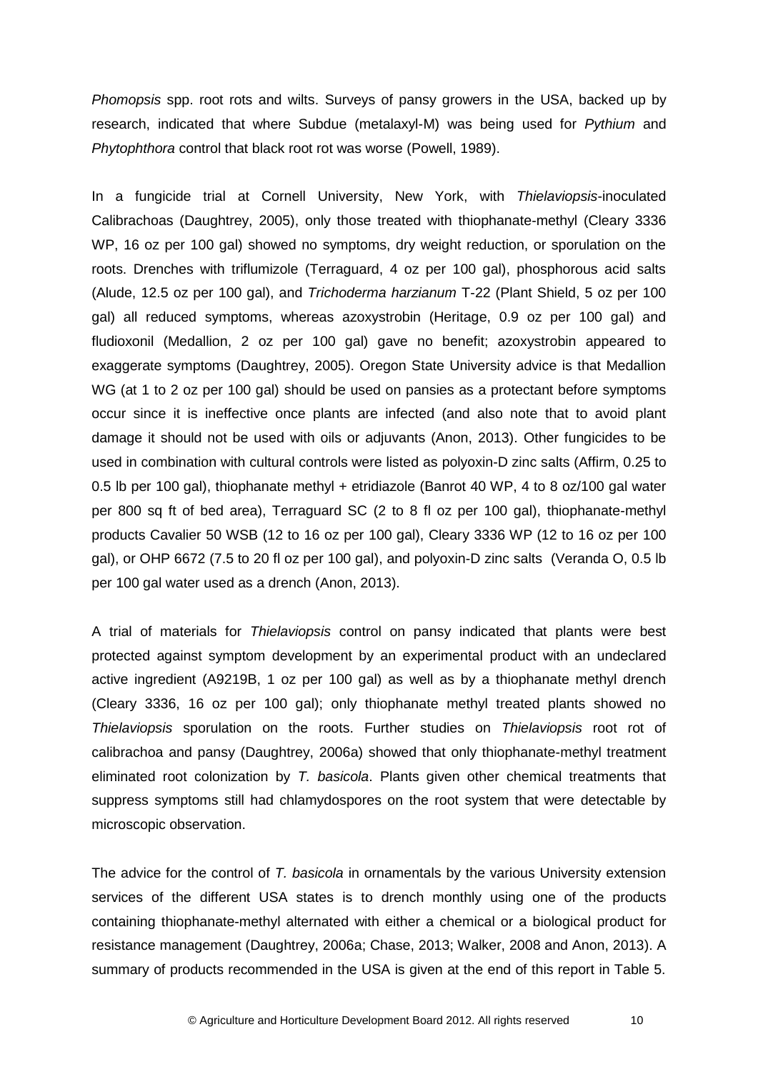*Phomopsis* spp. root rots and wilts. Surveys of pansy growers in the USA, backed up by research, indicated that where Subdue (metalaxyl-M) was being used for *Pythium* and *Phytophthora* control that black root rot was worse (Powell, 1989).

In a fungicide trial at Cornell University, New York, with *Thielaviopsis*-inoculated Calibrachoas (Daughtrey, 2005), only those treated with thiophanate-methyl (Cleary 3336 WP, 16 oz per 100 gal) showed no symptoms, dry weight reduction, or sporulation on the roots. Drenches with triflumizole (Terraguard, 4 oz per 100 gal), phosphorous acid salts (Alude, 12.5 oz per 100 gal), and *Trichoderma harzianum* T-22 (Plant Shield, 5 oz per 100 gal) all reduced symptoms, whereas azoxystrobin (Heritage, 0.9 oz per 100 gal) and fludioxonil (Medallion, 2 oz per 100 gal) gave no benefit; azoxystrobin appeared to exaggerate symptoms (Daughtrey, 2005). Oregon State University advice is that Medallion WG (at 1 to 2 oz per 100 gal) should be used on pansies as a protectant before symptoms occur since it is ineffective once plants are infected (and also note that to avoid plant damage it should not be used with oils or adjuvants (Anon, 2013). Other fungicides to be used in combination with cultural controls were listed as polyoxin-D zinc salts (Affirm, 0.25 to 0.5 lb per 100 gal), thiophanate methyl + etridiazole (Banrot 40 WP, 4 to 8 oz/100 gal water per 800 sq ft of bed area), Terraguard SC (2 to 8 fl oz per 100 gal), thiophanate-methyl products Cavalier 50 WSB (12 to 16 oz per 100 gal), Cleary 3336 WP (12 to 16 oz per 100 gal), or OHP 6672 (7.5 to 20 fl oz per 100 gal), and polyoxin-D zinc salts (Veranda O, 0.5 lb per 100 gal water used as a drench (Anon, 2013).

A trial of materials for *Thielaviopsis* control on pansy indicated that plants were best protected against symptom development by an experimental product with an undeclared active ingredient (A9219B, 1 oz per 100 gal) as well as by a thiophanate methyl drench (Cleary 3336, 16 oz per 100 gal); only thiophanate methyl treated plants showed no *Thielaviopsis* sporulation on the roots. Further studies on *Thielaviopsis* root rot of calibrachoa and pansy (Daughtrey, 2006a) showed that only thiophanate-methyl treatment eliminated root colonization by *T. basicola*. Plants given other chemical treatments that suppress symptoms still had chlamydospores on the root system that were detectable by microscopic observation.

The advice for the control of *T. basicola* in ornamentals by the various University extension services of the different USA states is to drench monthly using one of the products containing thiophanate-methyl alternated with either a chemical or a biological product for resistance management (Daughtrey, 2006a; Chase, 2013; Walker, 2008 and Anon, 2013). A summary of products recommended in the USA is given at the end of this report in Table 5.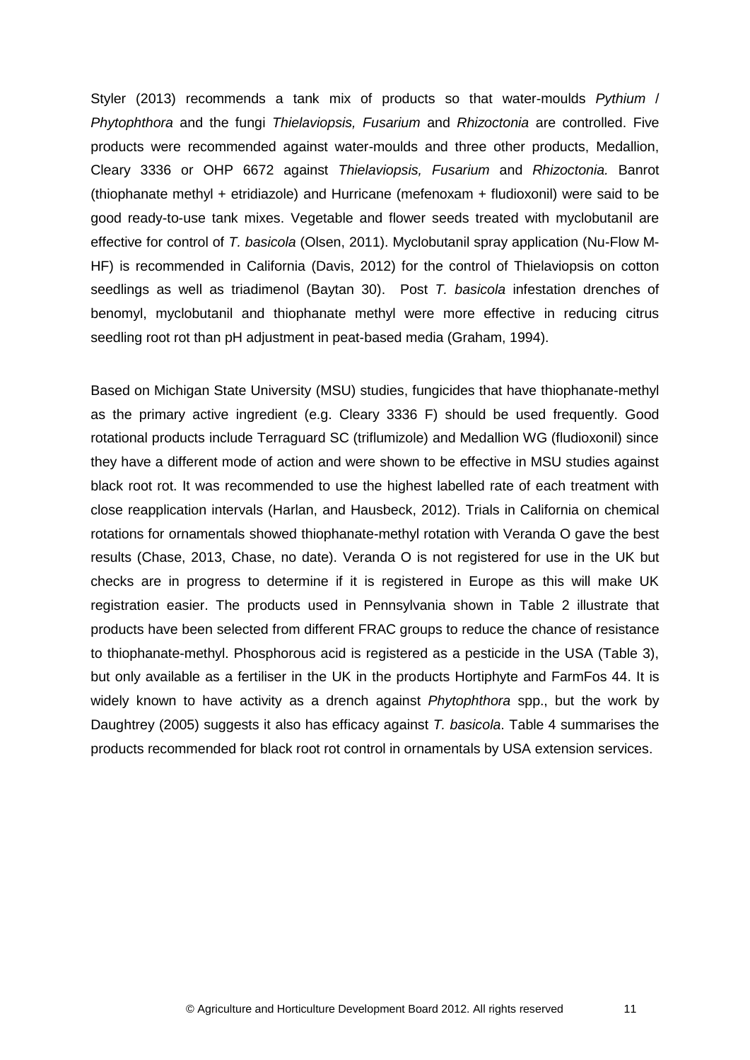Styler (2013) recommends a tank mix of products so that water-moulds *Pythium* / *Phytophthora* and the fungi *Thielaviopsis, Fusarium* and *Rhizoctonia* are controlled. Five products were recommended against water-moulds and three other products, Medallion, Cleary 3336 or OHP 6672 against *Thielaviopsis, Fusarium* and *Rhizoctonia.* Banrot (thiophanate methyl + etridiazole) and Hurricane (mefenoxam + fludioxonil) were said to be good ready-to-use tank mixes. Vegetable and flower seeds treated with myclobutanil are effective for control of *T. basicola* (Olsen, 2011). Myclobutanil spray application (Nu-Flow M-HF) is recommended in California (Davis, 2012) for the control of Thielaviopsis on cotton seedlings as well as triadimenol (Baytan 30). Post *T. basicola* infestation drenches of benomyl, myclobutanil and thiophanate methyl were more effective in reducing citrus seedling root rot than pH adjustment in peat-based media (Graham, 1994).

Based on Michigan State University (MSU) studies, fungicides that have thiophanate-methyl as the primary active ingredient (e.g. Cleary 3336 F) should be used frequently. Good rotational products include Terraguard SC (triflumizole) and Medallion WG (fludioxonil) since they have a different mode of action and were shown to be effective in MSU studies against black root rot. It was recommended to use the highest labelled rate of each treatment with close reapplication intervals (Harlan, and Hausbeck, 2012). Trials in California on chemical rotations for ornamentals showed thiophanate-methyl rotation with Veranda O gave the best results (Chase, 2013, Chase, no date). Veranda O is not registered for use in the UK but checks are in progress to determine if it is registered in Europe as this will make UK registration easier. The products used in Pennsylvania shown in Table 2 illustrate that products have been selected from different FRAC groups to reduce the chance of resistance to thiophanate-methyl. Phosphorous acid is registered as a pesticide in the USA (Table 3), but only available as a fertiliser in the UK in the products Hortiphyte and FarmFos 44. It is widely known to have activity as a drench against *Phytophthora* spp., but the work by Daughtrey (2005) suggests it also has efficacy against *T. basicola*. Table 4 summarises the products recommended for black root rot control in ornamentals by USA extension services.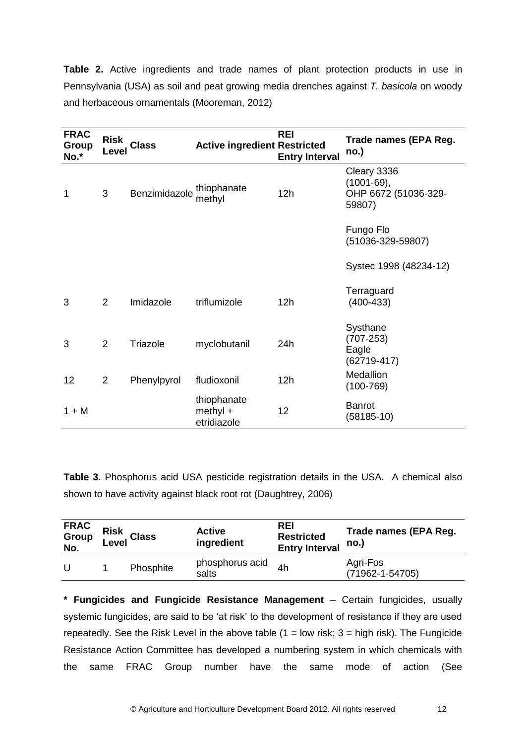**Table 2.** Active ingredients and trade names of plant protection products in use in Pennsylvania (USA) as soil and peat growing media drenches against *T. basicola* on woody and herbaceous ornamentals (Mooreman, 2012)

| FRAC Group No.* | Risk Level | Class | Active ingredient | REI Restricted Entry Interval | Trade names (EPA Reg. no.) |
|---|---|---|---|---|---|
| 1 | 3 | Benzimidazole | thiophanate methyl | 12h | Cleary 3336 (1001-69), OHP 6672 (51036-329-59807) |
| | | | | | Fungo Flo (51036-329-59807) |
| | | | | | Systec 1998 (48234-12) |
| 3 | 2 | Imidazole | triflumizole | 12h | Terraguard (400-433) |
| 3 | 2 | Triazole | myclobutanil | 24h | Systhane (707-253) Eagle (62719-417) |
| 12 | 2 | Phenylpyrol | fludioxonil | 12h | Medallion (100-769) |
| 1 + M | | | thiophanate methyl + etridiazole | 12 | Banrot (58185-10) |

**Table 3.** Phosphorus acid USA pesticide registration details in the USA. A chemical also shown to have activity against black root rot (Daughtrey, 2006)

| FRAC Group No. | Risk Level | Class | Active ingredient | REI Restricted Entry Interval | Trade names (EPA Reg. no.) |
|---|---|---|---|---|---|
| U | 1 | Phosphite | phosphorus acid salts | 4h | Agri-Fos (71962-1-54705) |

**\* Fungicides and Fungicide Resistance Management** – Certain fungicides, usually systemic fungicides, are said to be 'at risk' to the development of resistance if they are used repeatedly. See the Risk Level in the above table (1 = low risk; 3 = high risk). The Fungicide Resistance Action Committee has developed a numbering system in which chemicals with the same FRAC Group number have the same mode of action (See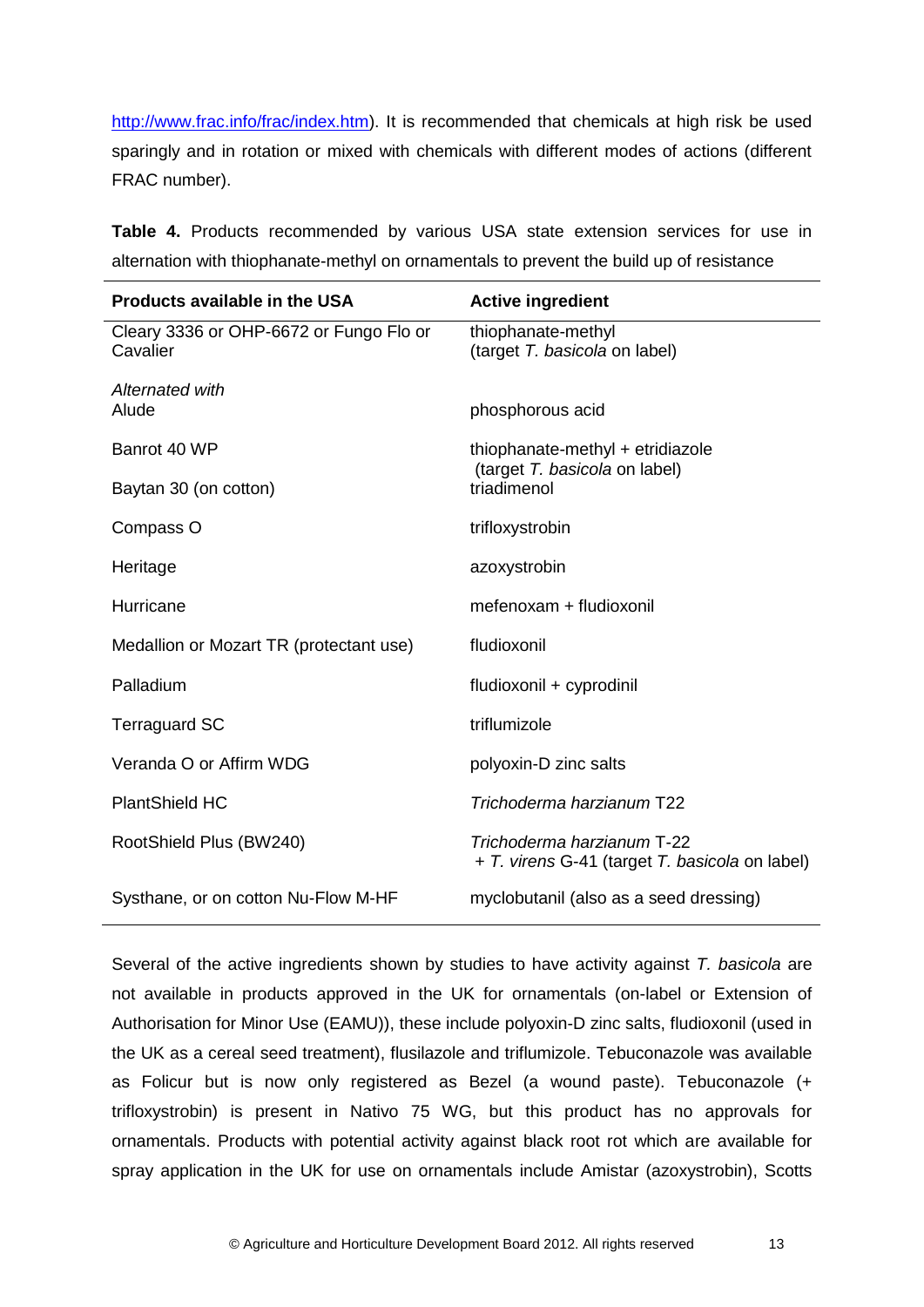http://www.frac.info/frac/index.htm). It is recommended that chemicals at high risk be used sparingly and in rotation or mixed with chemicals with different modes of actions (different FRAC number).

**Table 4.** Products recommended by various USA state extension services for use in alternation with thiophanate-methyl on ornamentals to prevent the build up of resistance

| Products available in the USA | Active ingredient |
|---|---|
| Cleary 3336 or OHP-6672 or Fungo Flo or Cavalier | thiophanate-methyl (target *T. basicola* on label) |
| *Alternated with* | |
| Alude | phosphorous acid |
| Banrot 40 WP | thiophanate-methyl + etridiazole (target *T. basicola* on label) |
| Baytan 30 (on cotton) | triadimenol |
| Compass O | trifloxystrobin |
| Heritage | azoxystrobin |
| Hurricane | mefenoxam + fludioxonil |
| Medallion or Mozart TR (protectant use) | fludioxonil |
| Palladium | fludioxonil + cyprodinil |
| Terraguard SC | triflumizole |
| Veranda O or Affirm WDG | polyoxin-D zinc salts |
| PlantShield HC | *Trichoderma harzianum* T22 |
| RootShield Plus (BW240) | *Trichoderma harzianum* T-22 + *T. virens* G-41 (target *T. basicola* on label) |
| Systhane, or on cotton Nu-Flow M-HF | myclobutanil (also as a seed dressing) |

Several of the active ingredients shown by studies to have activity against *T. basicola* are not available in products approved in the UK for ornamentals (on-label or Extension of Authorisation for Minor Use (EAMU)), these include polyoxin-D zinc salts, fludioxonil (used in the UK as a cereal seed treatment), flusilazole and triflumizole. Tebuconazole was available as Folicur but is now only registered as Bezel (a wound paste). Tebuconazole (+ trifloxystrobin) is present in Nativo 75 WG, but this product has no approvals for ornamentals. Products with potential activity against black root rot which are available for spray application in the UK for use on ornamentals include Amistar (azoxystrobin), Scotts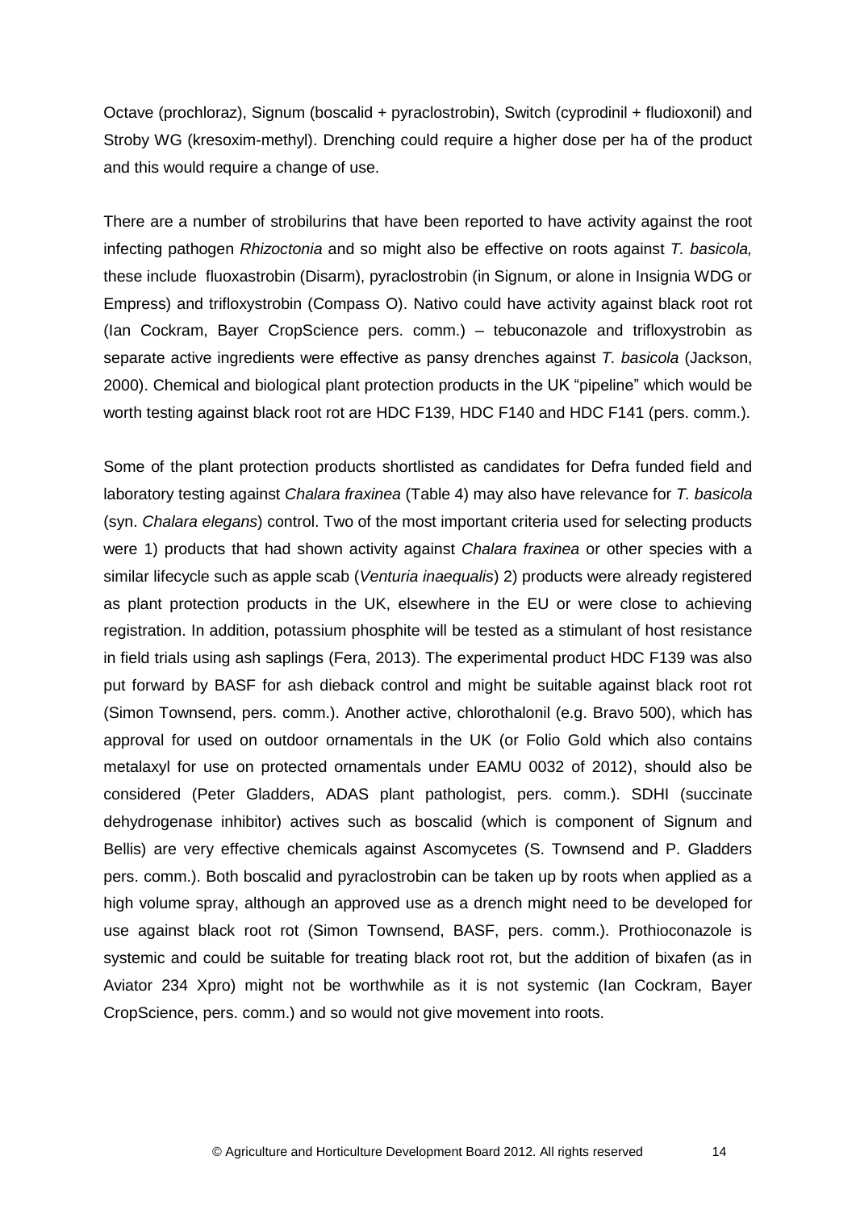Octave (prochloraz), Signum (boscalid + pyraclostrobin), Switch (cyprodinil + fludioxonil) and Stroby WG (kresoxim-methyl). Drenching could require a higher dose per ha of the product and this would require a change of use.

There are a number of strobilurins that have been reported to have activity against the root infecting pathogen *Rhizoctonia* and so might also be effective on roots against *T. basicola,* these include fluoxastrobin (Disarm), pyraclostrobin (in Signum, or alone in Insignia WDG or Empress) and trifloxystrobin (Compass O). Nativo could have activity against black root rot (Ian Cockram, Bayer CropScience pers. comm.) – tebuconazole and trifloxystrobin as separate active ingredients were effective as pansy drenches against *T. basicola* (Jackson, 2000). Chemical and biological plant protection products in the UK "pipeline" which would be worth testing against black root rot are HDC F139, HDC F140 and HDC F141 (pers. comm.).

Some of the plant protection products shortlisted as candidates for Defra funded field and laboratory testing against *Chalara fraxinea* (Table 4) may also have relevance for *T. basicola* (syn. *Chalara elegans*) control. Two of the most important criteria used for selecting products were 1) products that had shown activity against *Chalara fraxinea* or other species with a similar lifecycle such as apple scab (*Venturia inaequalis*) 2) products were already registered as plant protection products in the UK, elsewhere in the EU or were close to achieving registration. In addition, potassium phosphite will be tested as a stimulant of host resistance in field trials using ash saplings (Fera, 2013). The experimental product HDC F139 was also put forward by BASF for ash dieback control and might be suitable against black root rot (Simon Townsend, pers. comm.). Another active, chlorothalonil (e.g. Bravo 500), which has approval for used on outdoor ornamentals in the UK (or Folio Gold which also contains metalaxyl for use on protected ornamentals under EAMU 0032 of 2012), should also be considered (Peter Gladders, ADAS plant pathologist, pers. comm.). SDHI (succinate dehydrogenase inhibitor) actives such as boscalid (which is component of Signum and Bellis) are very effective chemicals against Ascomycetes (S. Townsend and P. Gladders pers. comm.). Both boscalid and pyraclostrobin can be taken up by roots when applied as a high volume spray, although an approved use as a drench might need to be developed for use against black root rot (Simon Townsend, BASF, pers. comm.). Prothioconazole is systemic and could be suitable for treating black root rot, but the addition of bixafen (as in Aviator 234 Xpro) might not be worthwhile as it is not systemic (Ian Cockram, Bayer CropScience, pers. comm.) and so would not give movement into roots.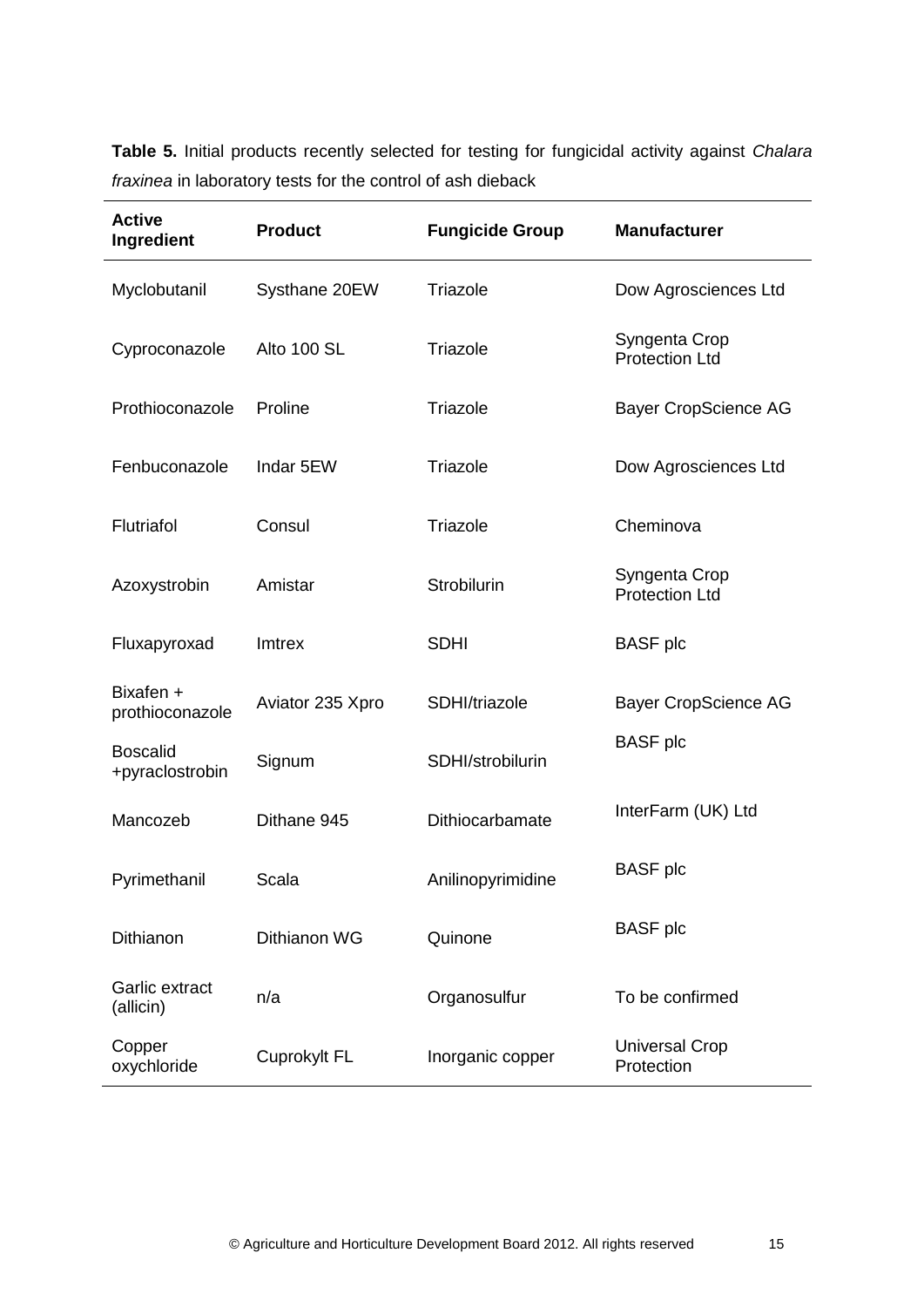**Table 5.** Initial products recently selected for testing for fungicidal activity against *Chalara fraxinea* in laboratory tests for the control of ash dieback

| Active Ingredient | Product | Fungicide Group | Manufacturer |
|---|---|---|---|
| Myclobutanil | Systhane 20EW | Triazole | Dow Agrosciences Ltd |
| Cyproconazole | Alto 100 SL | Triazole | Syngenta Crop Protection Ltd |
| Prothioconazole | Proline | Triazole | Bayer CropScience AG |
| Fenbuconazole | Indar 5EW | Triazole | Dow Agrosciences Ltd |
| Flutriafol | Consul | Triazole | Cheminova |
| Azoxystrobin | Amistar | Strobilurin | Syngenta Crop Protection Ltd |
| Fluxapyroxad | Imtrex | SDHI | BASF plc |
| Bixafen + prothioconazole | Aviator 235 Xpro | SDHI/triazole | Bayer CropScience AG |
| Boscalid +pyraclostrobin | Signum | SDHI/strobilurin | BASF plc |
| Mancozeb | Dithane 945 | Dithiocarbamate | InterFarm (UK) Ltd |
| Pyrimethanil | Scala | Anilinopyrimidine | BASF plc |
| Dithianon | Dithianon WG | Quinone | BASF plc |
| Garlic extract (allicin) | n/a | Organosulfur | To be confirmed |
| Copper oxychloride | Cuprokylt FL | Inorganic copper | Universal Crop Protection |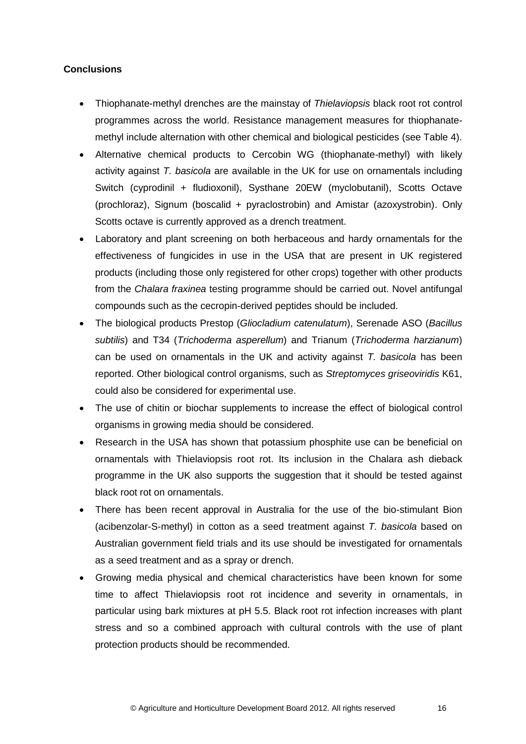**Conclusions**

- Thiophanate-methyl drenches are the mainstay of *Thielaviopsis* black root rot control programmes across the world. Resistance management measures for thiophanate-methyl include alternation with other chemical and biological pesticides (see Table 4).
- Alternative chemical products to Cercobin WG (thiophanate-methyl) with likely activity against *T. basicola* are available in the UK for use on ornamentals including Switch (cyprodinil + fludioxonil), Systhane 20EW (myclobutanil), Scotts Octave (prochloraz), Signum (boscalid + pyraclostrobin) and Amistar (azoxystrobin). Only Scotts octave is currently approved as a drench treatment.
- Laboratory and plant screening on both herbaceous and hardy ornamentals for the effectiveness of fungicides in use in the USA that are present in UK registered products (including those only registered for other crops) together with other products from the *Chalara fraxinea* testing programme should be carried out. Novel antifungal compounds such as the cecropin-derived peptides should be included.
- The biological products Prestop (*Gliocladium catenulatum*), Serenade ASO (*Bacillus subtilis*) and T34 (*Trichoderma asperellum*) and Trianum (*Trichoderma harzianum*) can be used on ornamentals in the UK and activity against *T. basicola* has been reported. Other biological control organisms, such as *Streptomyces griseoviridis* K61, could also be considered for experimental use.
- The use of chitin or biochar supplements to increase the effect of biological control organisms in growing media should be considered.
- Research in the USA has shown that potassium phosphite use can be beneficial on ornamentals with Thielaviopsis root rot. Its inclusion in the Chalara ash dieback programme in the UK also supports the suggestion that it should be tested against black root rot on ornamentals.
- There has been recent approval in Australia for the use of the bio-stimulant Bion (acibenzolar-S-methyl) in cotton as a seed treatment against *T. basicola* based on Australian government field trials and its use should be investigated for ornamentals as a seed treatment and as a spray or drench.
- Growing media physical and chemical characteristics have been known for some time to affect Thielaviopsis root rot incidence and severity in ornamentals, in particular using bark mixtures at pH 5.5. Black root rot infection increases with plant stress and so a combined approach with cultural controls with the use of plant protection products should be recommended.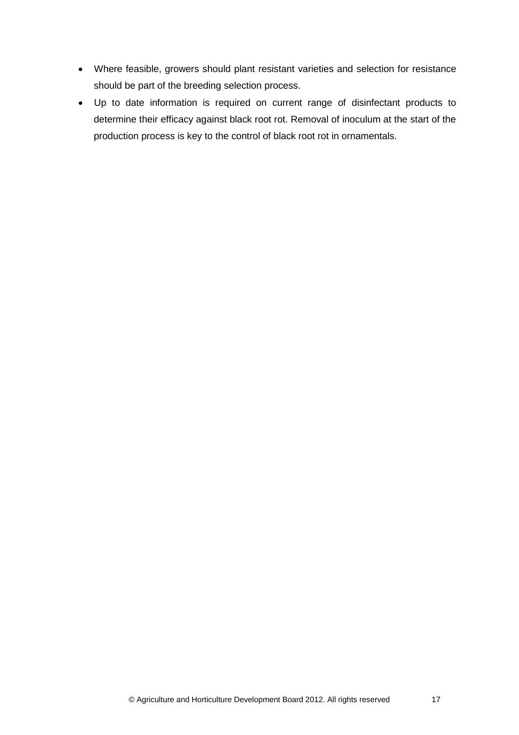- Where feasible, growers should plant resistant varieties and selection for resistance should be part of the breeding selection process.
- Up to date information is required on current range of disinfectant products to determine their efficacy against black root rot. Removal of inoculum at the start of the production process is key to the control of black root rot in ornamentals.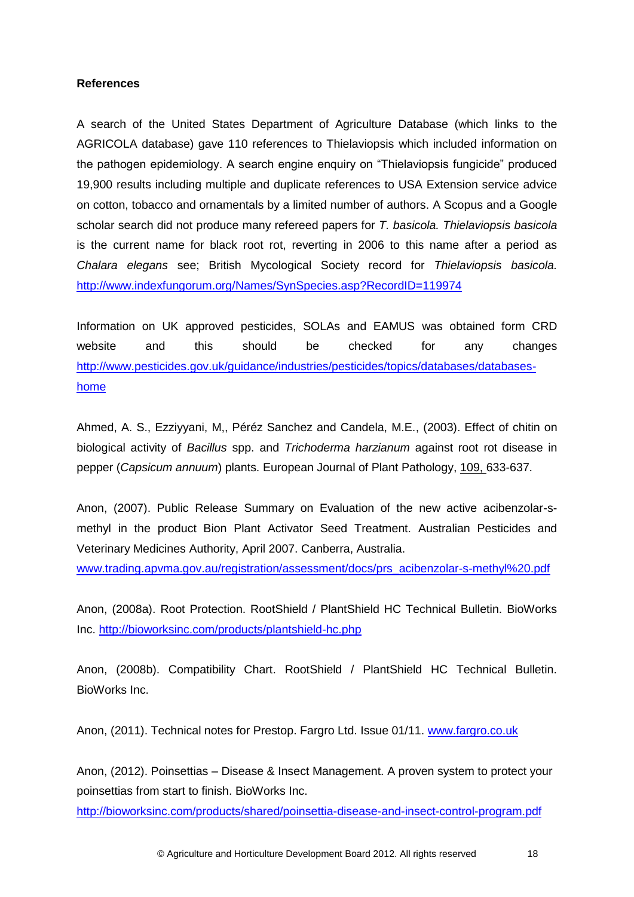**References**

A search of the United States Department of Agriculture Database (which links to the AGRICOLA database) gave 110 references to Thielaviopsis which included information on the pathogen epidemiology. A search engine enquiry on “Thielaviopsis fungicide” produced 19,900 results including multiple and duplicate references to USA Extension service advice on cotton, tobacco and ornamentals by a limited number of authors. A Scopus and a Google scholar search did not produce many refereed papers for *T. basicola. Thielaviopsis basicola* is the current name for black root rot, reverting in 2006 to this name after a period as *Chalara elegans* see; British Mycological Society record for *Thielaviopsis basicola.* http://www.indexfungorum.org/Names/SynSpecies.asp?RecordID=119974

Information on UK approved pesticides, SOLAs and EAMUS was obtained form CRD website and this should be checked for any changes http://www.pesticides.gov.uk/guidance/industries/pesticides/topics/databases/databases-home

Ahmed, A. S., Ezziyyani, M,, Péréz Sanchez and Candela, M.E., (2003). Effect of chitin on biological activity of *Bacillus* spp. and *Trichoderma harzianum* against root rot disease in pepper (*Capsicum annuum*) plants. European Journal of Plant Pathology, 109, 633-637.

Anon, (2007). Public Release Summary on Evaluation of the new active acibenzolar-s-methyl in the product Bion Plant Activator Seed Treatment. Australian Pesticides and Veterinary Medicines Authority, April 2007. Canberra, Australia. www.trading.apvma.gov.au/registration/assessment/docs/prs_acibenzolar-s-methyl%20.pdf

Anon, (2008a). Root Protection. RootShield / PlantShield HC Technical Bulletin. BioWorks Inc. http://bioworksinc.com/products/plantshield-hc.php

Anon, (2008b). Compatibility Chart. RootShield / PlantShield HC Technical Bulletin. BioWorks Inc.

Anon, (2011). Technical notes for Prestop. Fargro Ltd. Issue 01/11. www.fargro.co.uk

Anon, (2012). Poinsettias – Disease & Insect Management. A proven system to protect your poinsettias from start to finish. BioWorks Inc. http://bioworksinc.com/products/shared/poinsettia-disease-and-insect-control-program.pdf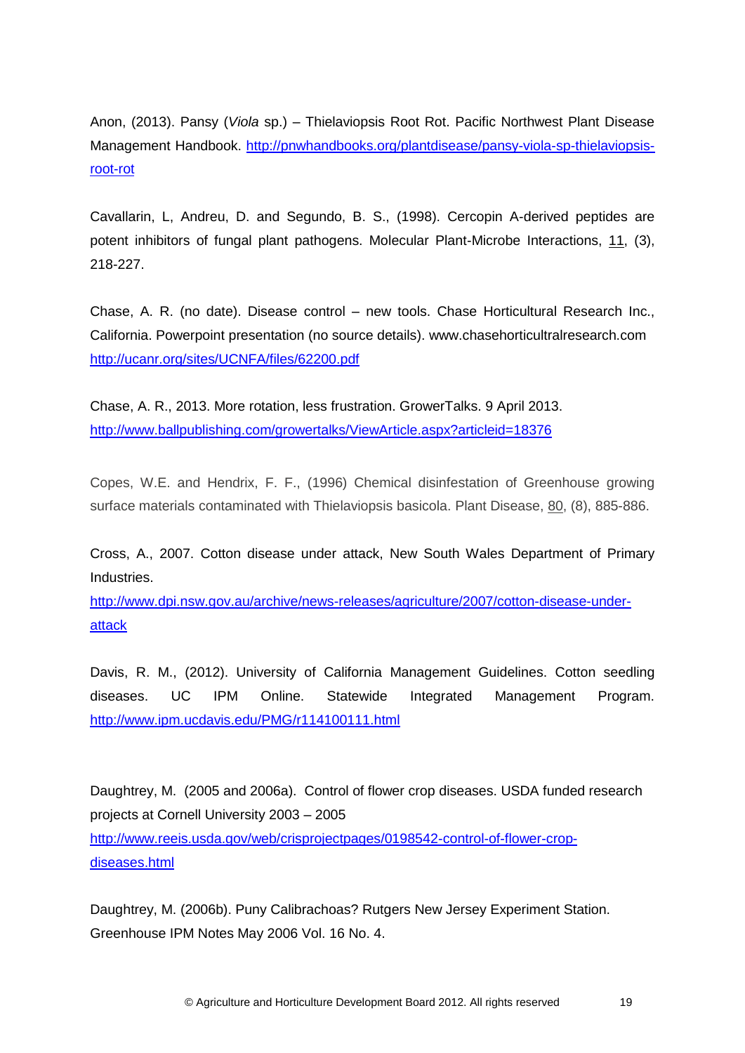Anon, (2013). Pansy (*Viola* sp.) – Thielaviopsis Root Rot. Pacific Northwest Plant Disease Management Handbook. http://pnwhandbooks.org/plantdisease/pansy-viola-sp-thielaviopsis-root-rot

Cavallarin, L, Andreu, D. and Segundo, B. S., (1998). Cercopin A-derived peptides are potent inhibitors of fungal plant pathogens. Molecular Plant-Microbe Interactions, 11, (3), 218-227.

Chase, A. R. (no date). Disease control – new tools. Chase Horticultural Research Inc., California. Powerpoint presentation (no source details). www.chasehorticultralresearch.com http://ucanr.org/sites/UCNFA/files/62200.pdf

Chase, A. R., 2013. More rotation, less frustration. GrowerTalks. 9 April 2013. http://www.ballpublishing.com/growertalks/ViewArticle.aspx?articleid=18376

Copes, W.E. and Hendrix, F. F., (1996) Chemical disinfestation of Greenhouse growing surface materials contaminated with Thielaviopsis basicola. Plant Disease, 80, (8), 885-886.

Cross, A., 2007. Cotton disease under attack, New South Wales Department of Primary Industries.
http://www.dpi.nsw.gov.au/archive/news-releases/agriculture/2007/cotton-disease-under-attack

Davis, R. M., (2012). University of California Management Guidelines. Cotton seedling diseases. UC IPM Online. Statewide Integrated Management Program. http://www.ipm.ucdavis.edu/PMG/r114100111.html

Daughtrey, M. (2005 and 2006a). Control of flower crop diseases. USDA funded research projects at Cornell University 2003 – 2005
http://www.reeis.usda.gov/web/crisprojectpages/0198542-control-of-flower-crop-diseases.html

Daughtrey, M. (2006b). Puny Calibrachoas? Rutgers New Jersey Experiment Station. Greenhouse IPM Notes May 2006 Vol. 16 No. 4.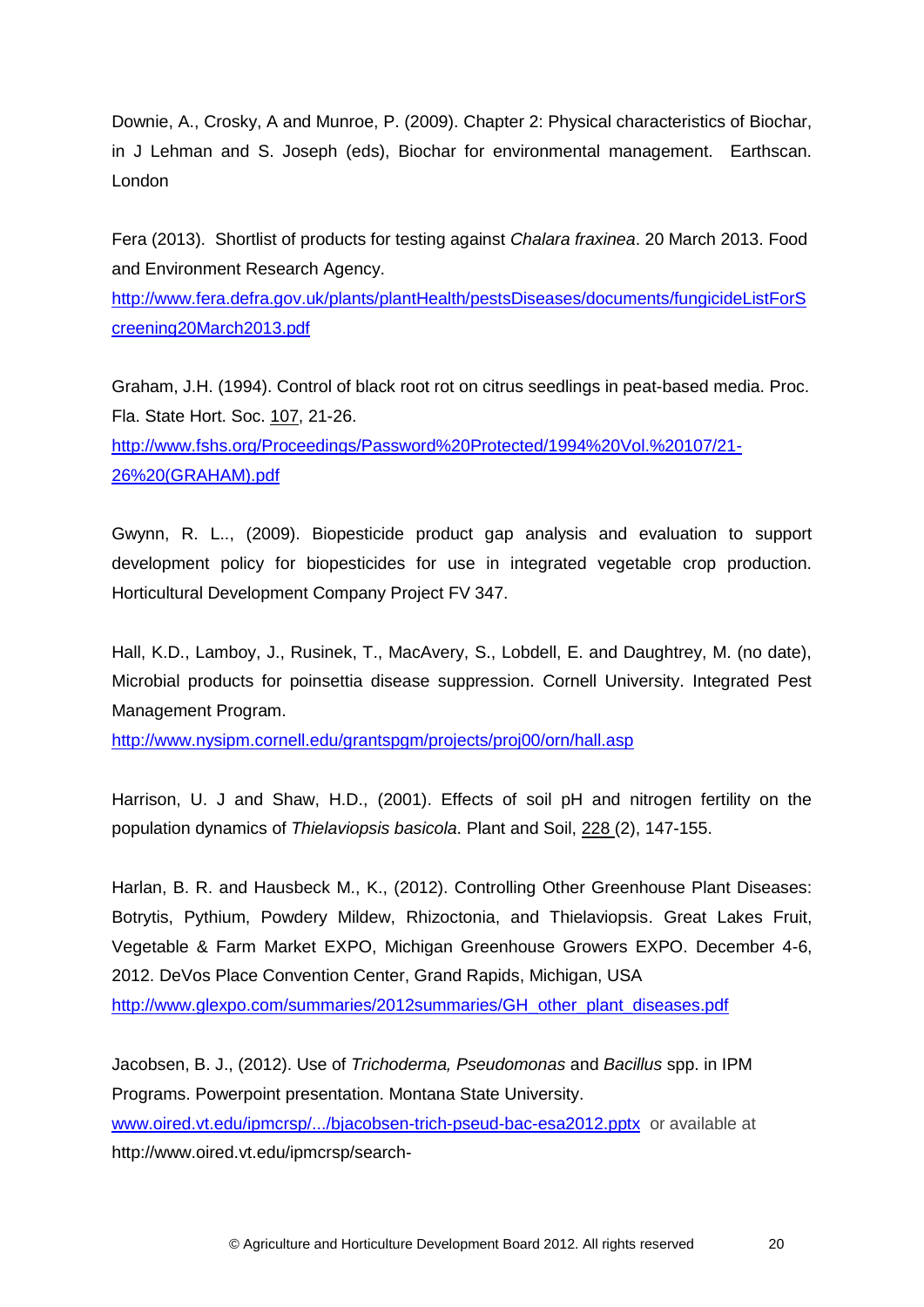Downie, A., Crosky, A and Munroe, P. (2009). Chapter 2: Physical characteristics of Biochar, in J Lehman and S. Joseph (eds), Biochar for environmental management. Earthscan. London

Fera (2013). Shortlist of products for testing against *Chalara fraxinea*. 20 March 2013. Food and Environment Research Agency. http://www.fera.defra.gov.uk/plants/plantHealth/pestsDiseases/documents/fungicideListForScreening20March2013.pdf

Graham, J.H. (1994). Control of black root rot on citrus seedlings in peat-based media. Proc. Fla. State Hort. Soc. 107, 21-26. http://www.fshs.org/Proceedings/Password%20Protected/1994%20Vol.%20107/21-26%20(GRAHAM).pdf

Gwynn, R. L.., (2009). Biopesticide product gap analysis and evaluation to support development policy for biopesticides for use in integrated vegetable crop production. Horticultural Development Company Project FV 347.

Hall, K.D., Lamboy, J., Rusinek, T., MacAvery, S., Lobdell, E. and Daughtrey, M. (no date), Microbial products for poinsettia disease suppression. Cornell University. Integrated Pest Management Program. http://www.nysipm.cornell.edu/grantspgm/projects/proj00/orn/hall.asp

Harrison, U. J and Shaw, H.D., (2001). Effects of soil pH and nitrogen fertility on the population dynamics of *Thielaviopsis basicola*. Plant and Soil, 228 (2), 147-155.

Harlan, B. R. and Hausbeck M., K., (2012). Controlling Other Greenhouse Plant Diseases: Botrytis, Pythium, Powdery Mildew, Rhizoctonia, and Thielaviopsis. Great Lakes Fruit, Vegetable & Farm Market EXPO, Michigan Greenhouse Growers EXPO. December 4-6, 2012. DeVos Place Convention Center, Grand Rapids, Michigan, USA http://www.glexpo.com/summaries/2012summaries/GH_other_plant_diseases.pdf

Jacobsen, B. J., (2012). Use of *Trichoderma, Pseudomonas* and *Bacillus* spp. in IPM Programs. Powerpoint presentation. Montana State University. www.oired.vt.edu/ipmcrsp/.../bjacobsen-trich-pseud-bac-esa2012.pptx or available at http://www.oired.vt.edu/ipmcrsp/search-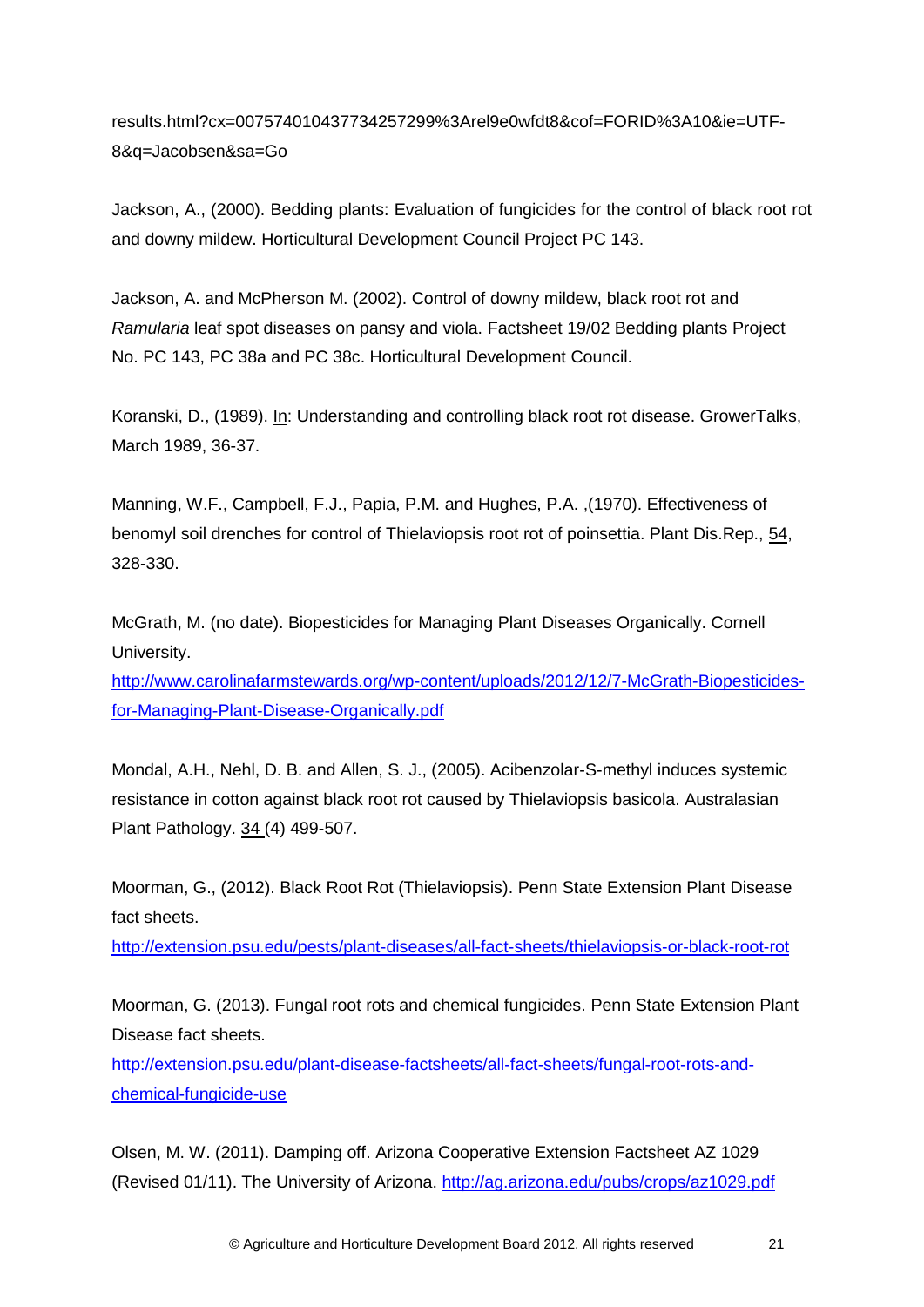results.html?cx=007574010437734257299%3Arel9e0wfdt8&cof=FORID%3A10&ie=UTF-8&q=Jacobsen&sa=Go

Jackson, A., (2000). Bedding plants: Evaluation of fungicides for the control of black root rot and downy mildew. Horticultural Development Council Project PC 143.

Jackson, A. and McPherson M. (2002). Control of downy mildew, black root rot and *Ramularia* leaf spot diseases on pansy and viola. Factsheet 19/02 Bedding plants Project No. PC 143, PC 38a and PC 38c. Horticultural Development Council.

Koranski, D., (1989). In: Understanding and controlling black root rot disease. GrowerTalks, March 1989, 36-37.

Manning, W.F., Campbell, F.J., Papia, P.M. and Hughes, P.A. ,(1970). Effectiveness of benomyl soil drenches for control of Thielaviopsis root rot of poinsettia. Plant Dis.Rep., 54, 328-330.

McGrath, M. (no date). Biopesticides for Managing Plant Diseases Organically. Cornell University.
http://www.carolinafarmstewards.org/wp-content/uploads/2012/12/7-McGrath-Biopesticides-for-Managing-Plant-Disease-Organically.pdf

Mondal, A.H., Nehl, D. B. and Allen, S. J., (2005). Acibenzolar-S-methyl induces systemic resistance in cotton against black root rot caused by Thielaviopsis basicola. Australasian Plant Pathology. 34 (4) 499-507.

Moorman, G., (2012). Black Root Rot (Thielaviopsis). Penn State Extension Plant Disease fact sheets.
http://extension.psu.edu/pests/plant-diseases/all-fact-sheets/thielaviopsis-or-black-root-rot

Moorman, G. (2013). Fungal root rots and chemical fungicides. Penn State Extension Plant Disease fact sheets.
http://extension.psu.edu/plant-disease-factsheets/all-fact-sheets/fungal-root-rots-and-chemical-fungicide-use

Olsen, M. W. (2011). Damping off. Arizona Cooperative Extension Factsheet AZ 1029 (Revised 01/11). The University of Arizona. http://ag.arizona.edu/pubs/crops/az1029.pdf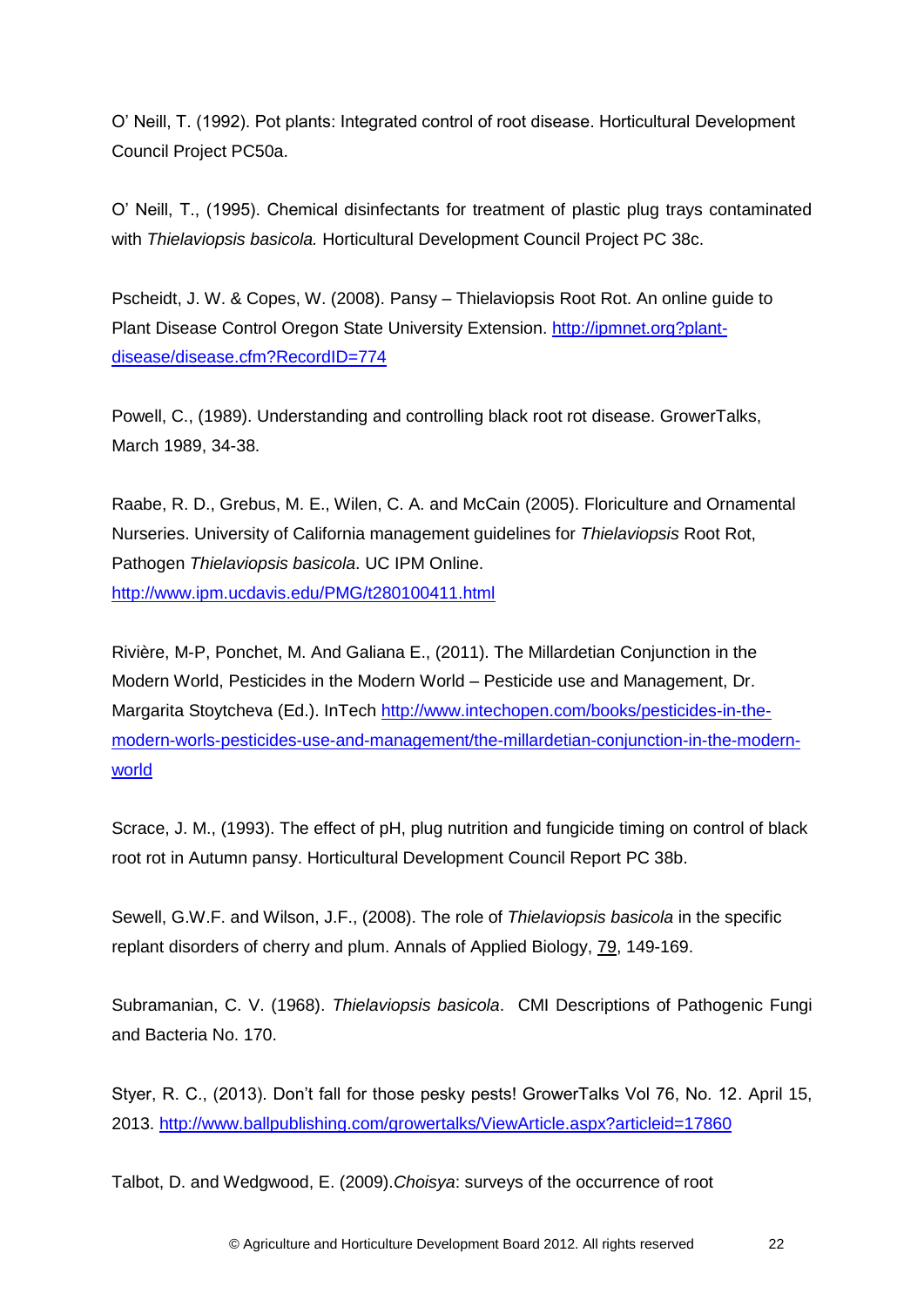O' Neill, T. (1992). Pot plants: Integrated control of root disease. Horticultural Development Council Project PC50a.

O' Neill, T., (1995). Chemical disinfectants for treatment of plastic plug trays contaminated with *Thielaviopsis basicola.* Horticultural Development Council Project PC 38c.

Pscheidt, J. W. & Copes, W. (2008). Pansy – Thielaviopsis Root Rot. An online guide to Plant Disease Control Oregon State University Extension. http://ipmnet.org?plant-disease/disease.cfm?RecordID=774

Powell, C., (1989). Understanding and controlling black root rot disease. GrowerTalks, March 1989, 34-38.

Raabe, R. D., Grebus, M. E., Wilen, C. A. and McCain (2005). Floriculture and Ornamental Nurseries. University of California management guidelines for *Thielaviopsis* Root Rot, Pathogen *Thielaviopsis basicola*. UC IPM Online. http://www.ipm.ucdavis.edu/PMG/t280100411.html

Rivière, M-P, Ponchet, M. And Galiana E., (2011). The Millardetian Conjunction in the Modern World, Pesticides in the Modern World – Pesticide use and Management, Dr. Margarita Stoytcheva (Ed.). InTech http://www.intechopen.com/books/pesticides-in-the-modern-worls-pesticides-use-and-management/the-millardetian-conjunction-in-the-modern-world

Scrace, J. M., (1993). The effect of pH, plug nutrition and fungicide timing on control of black root rot in Autumn pansy. Horticultural Development Council Report PC 38b.

Sewell, G.W.F. and Wilson, J.F., (2008). The role of *Thielaviopsis basicola* in the specific replant disorders of cherry and plum. Annals of Applied Biology, 79, 149-169.

Subramanian, C. V. (1968). *Thielaviopsis basicola*. CMI Descriptions of Pathogenic Fungi and Bacteria No. 170.

Styer, R. C., (2013). Don't fall for those pesky pests! GrowerTalks Vol 76, No. 12. April 15, 2013. http://www.ballpublishing.com/growertalks/ViewArticle.aspx?articleid=17860

Talbot, D. and Wedgwood, E. (2009).*Choisya*: surveys of the occurrence of root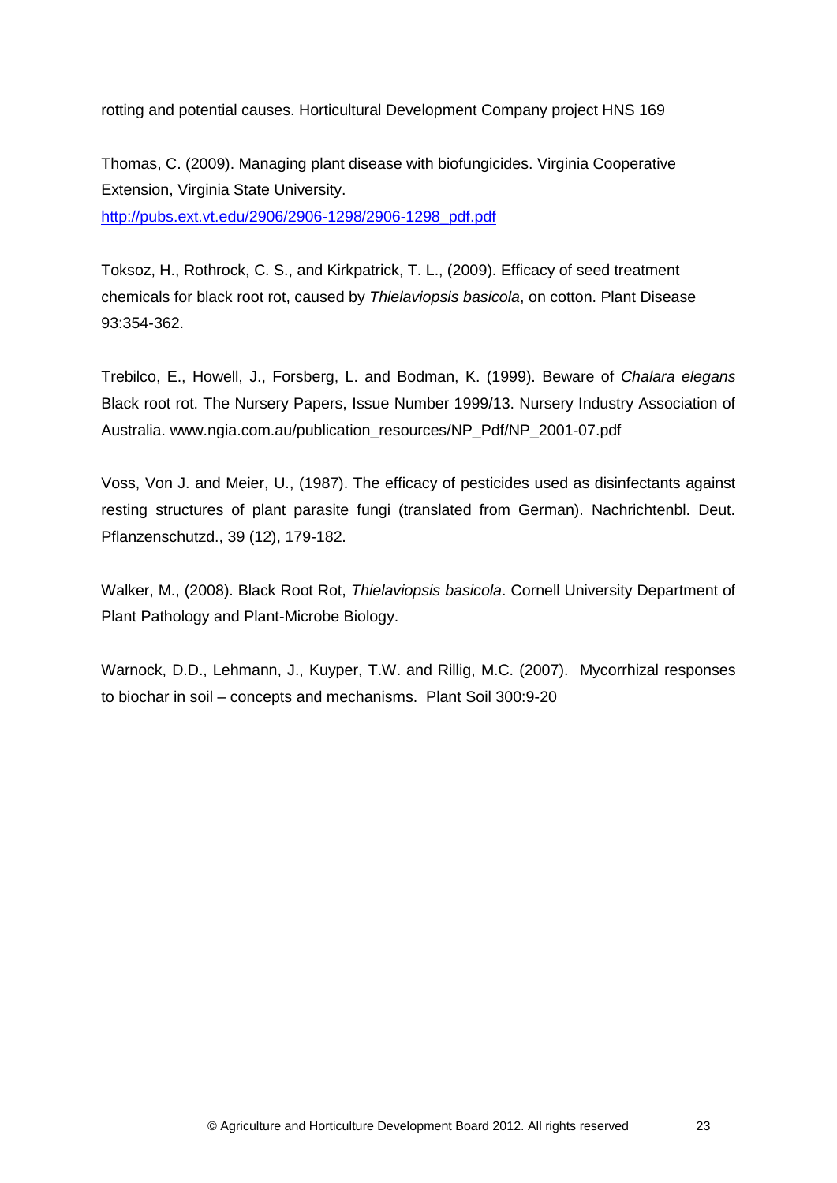rotting and potential causes. Horticultural Development Company project HNS 169

Thomas, C. (2009). Managing plant disease with biofungicides. Virginia Cooperative Extension, Virginia State University. http://pubs.ext.vt.edu/2906/2906-1298/2906-1298_pdf.pdf

Toksoz, H., Rothrock, C. S., and Kirkpatrick, T. L., (2009). Efficacy of seed treatment chemicals for black root rot, caused by *Thielaviopsis basicola*, on cotton. Plant Disease 93:354-362.

Trebilco, E., Howell, J., Forsberg, L. and Bodman, K. (1999). Beware of *Chalara elegans* Black root rot. The Nursery Papers, Issue Number 1999/13. Nursery Industry Association of Australia. www.ngia.com.au/publication_resources/NP_Pdf/NP_2001-07.pdf

Voss, Von J. and Meier, U., (1987). The efficacy of pesticides used as disinfectants against resting structures of plant parasite fungi (translated from German). Nachrichtenbl. Deut. Pflanzenschutzd., 39 (12), 179-182.

Walker, M., (2008). Black Root Rot, *Thielaviopsis basicola*. Cornell University Department of Plant Pathology and Plant-Microbe Biology.

Warnock, D.D., Lehmann, J., Kuyper, T.W. and Rillig, M.C. (2007). Mycorrhizal responses to biochar in soil – concepts and mechanisms. Plant Soil 300:9-20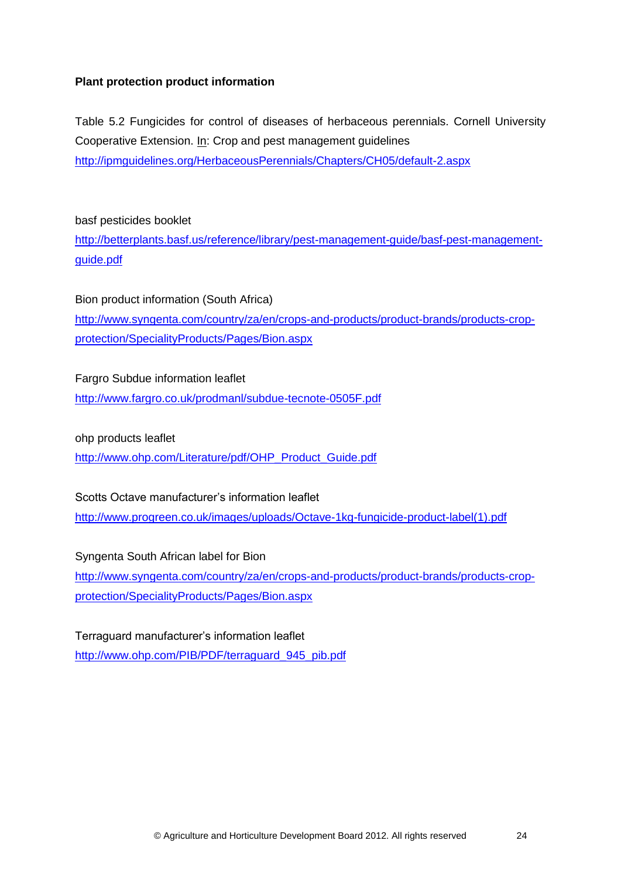**Plant protection product information**

Table 5.2 Fungicides for control of diseases of herbaceous perennials. Cornell University Cooperative Extension. In: Crop and pest management guidelines
http://ipmguidelines.org/HerbaceousPerennials/Chapters/CH05/default-2.aspx

basf pesticides booklet
http://betterplants.basf.us/reference/library/pest-management-guide/basf-pest-management-guide.pdf

Bion product information (South Africa)
http://www.syngenta.com/country/za/en/crops-and-products/product-brands/products-crop-protection/SpecialityProducts/Pages/Bion.aspx

Fargro Subdue information leaflet
http://www.fargro.co.uk/prodmanl/subdue-tecnote-0505F.pdf

ohp products leaflet
http://www.ohp.com/Literature/pdf/OHP_Product_Guide.pdf

Scotts Octave manufacturer's information leaflet
http://www.progreen.co.uk/images/uploads/Octave-1kg-fungicide-product-label(1).pdf

Syngenta South African label for Bion
http://www.syngenta.com/country/za/en/crops-and-products/product-brands/products-crop-protection/SpecialityProducts/Pages/Bion.aspx

Terraguard manufacturer's information leaflet
http://www.ohp.com/PIB/PDF/terraguard_945_pib.pdf